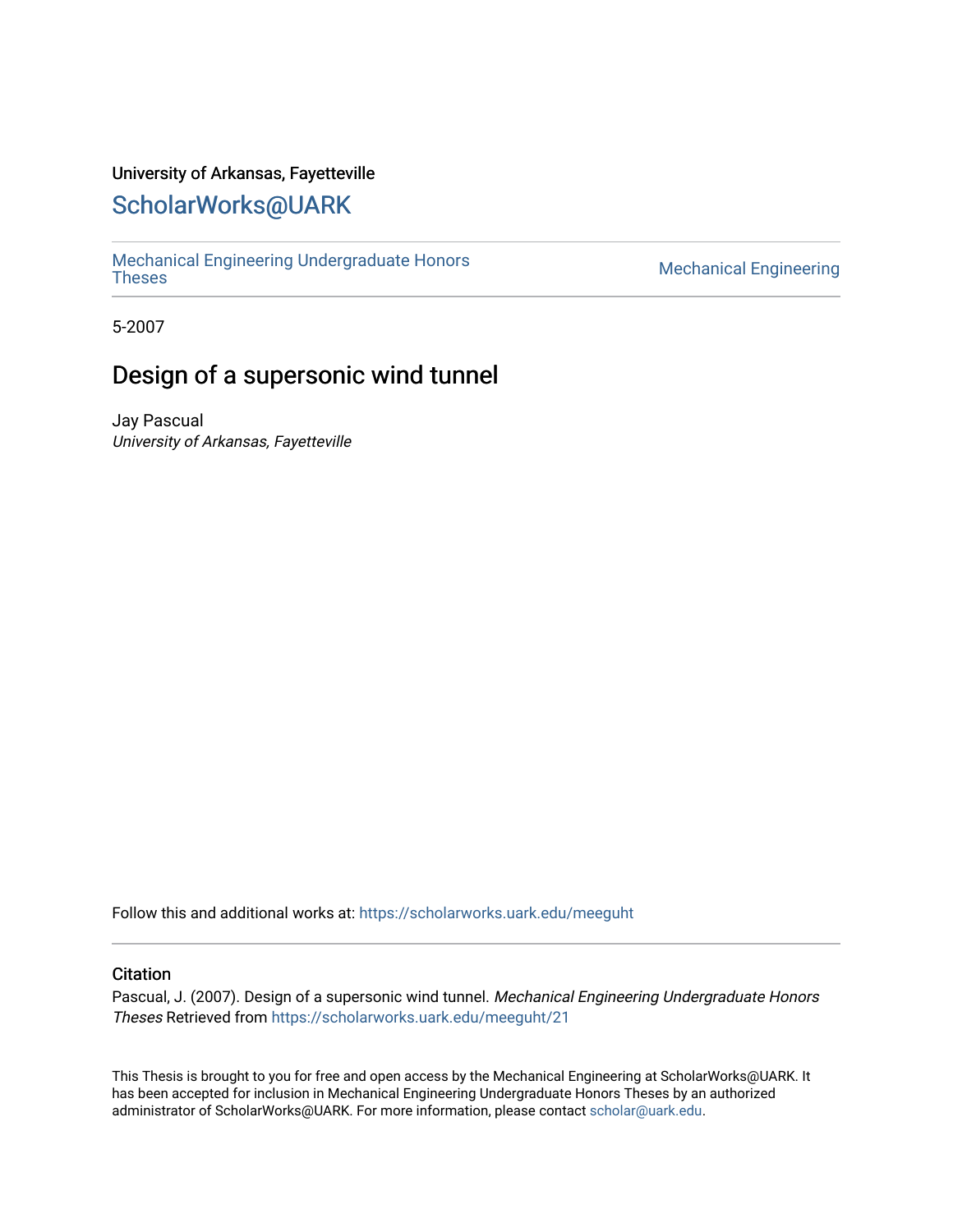University of Arkansas, Fayetteville

# ScholarWorks@UARK

Mechanical Engineering Undergraduate Honors Theses

Mechanical Engineering

5-2007

## Design of a supersonic wind tunnel

Jay Pascual

*University of Arkansas, Fayetteville*

Follow this and additional works at: https://scholarworks.uark.edu/meeguht

### Citation

Pascual, J. (2007). Design of a supersonic wind tunnel. *Mechanical Engineering Undergraduate Honors Theses* Retrieved from https://scholarworks.uark.edu/meeguht/21

This Thesis is brought to you for free and open access by the Mechanical Engineering at ScholarWorks@UARK. It has been accepted for inclusion in Mechanical Engineering Undergraduate Honors Theses by an authorized administrator of ScholarWorks@UARK. For more information, please contact scholar@uark.edu.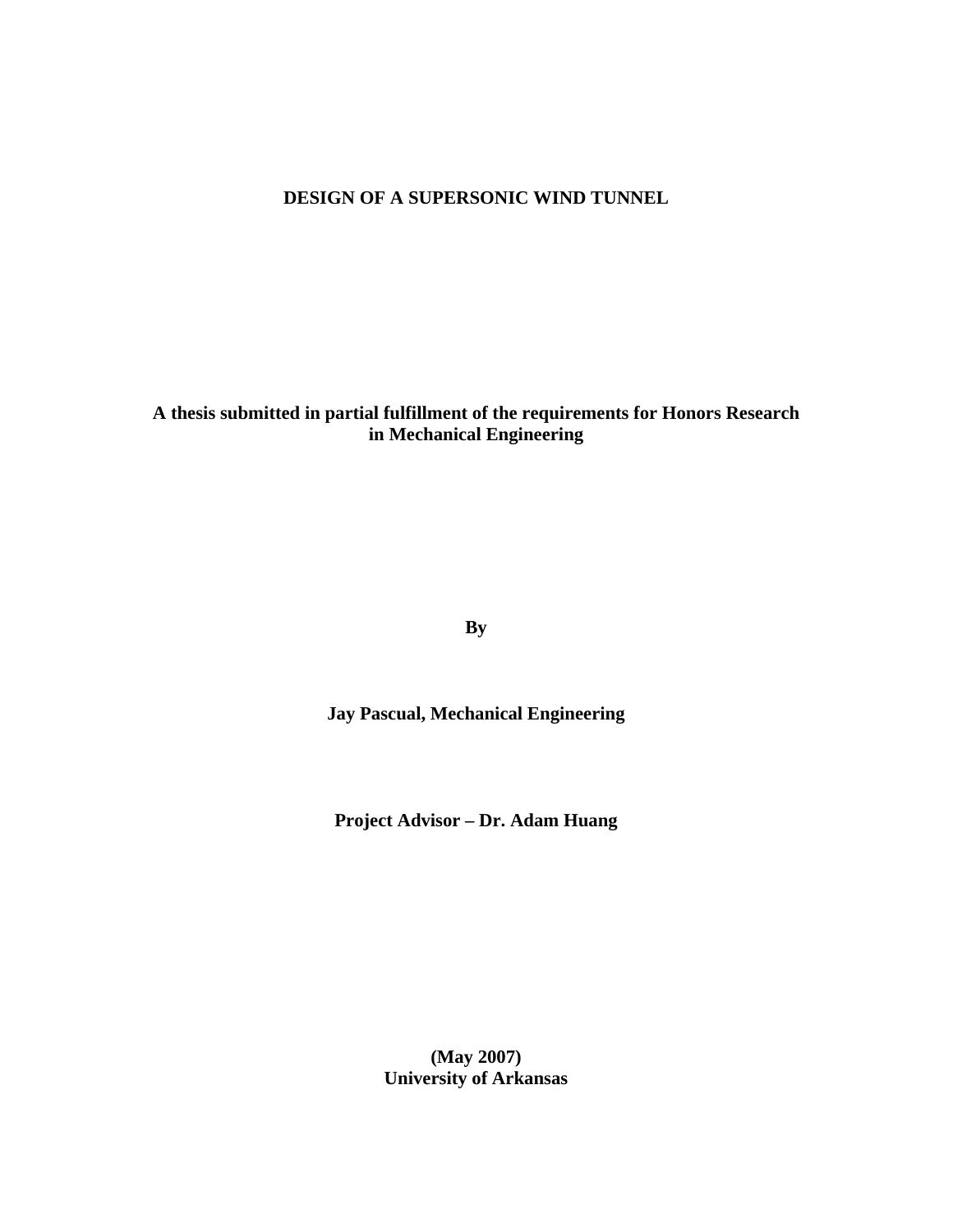# DESIGN OF A SUPERSONIC WIND TUNNEL

**A thesis submitted in partial fulfillment of the requirements for Honors Research in Mechanical Engineering**

**By**

**Jay Pascual, Mechanical Engineering**

**Project Advisor – Dr. Adam Huang**

**(May 2007)**
**University of Arkansas**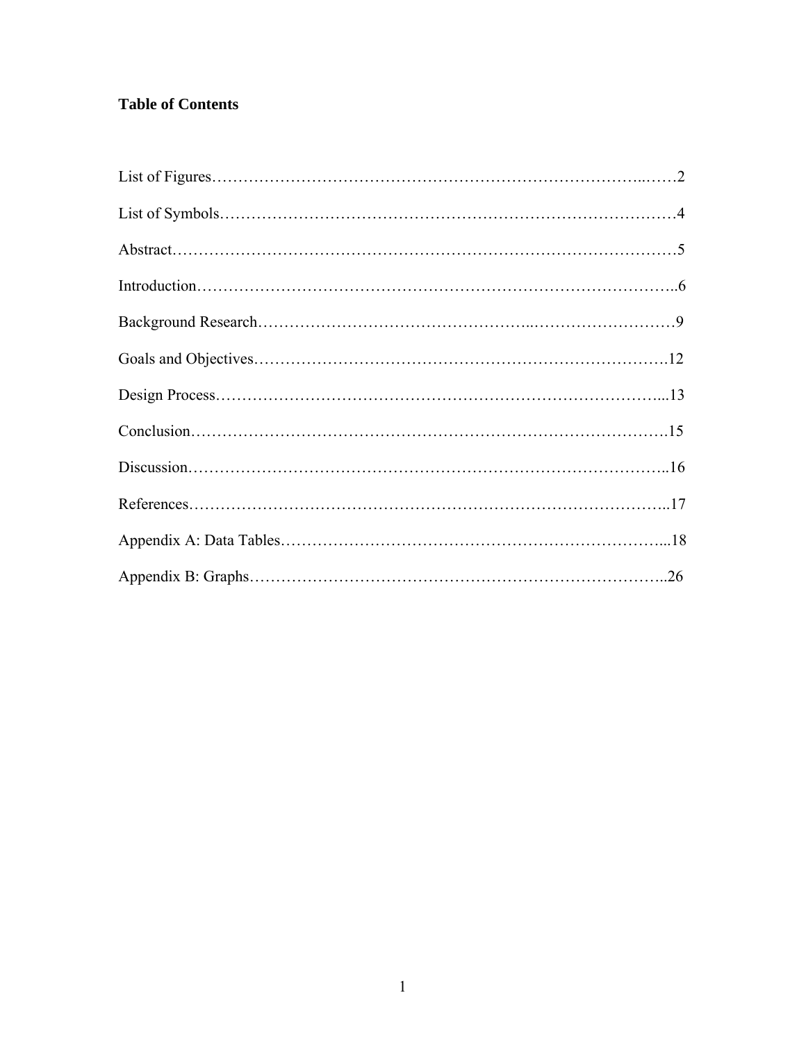**Table of Contents**

List of Figures……………………………………………………………………..……2

List of Symbols…………………………………………………………………………4

Abstract…………………………………………………………………………………5

Introduction……………………………………………………………………………..6

Background Research…………………………………………..………………………9

Goals and Objectives…………………………………………………………………….12

Design Process…………………………………………………………………………...13

Conclusion……………………………………………………………………………….15

Discussion………………………………………………………………………………..16

References………………………………………………………………………………..17

Appendix A: Data Tables………………………………………………………………...18

Appendix B: Graphs……………………………………………………………………..26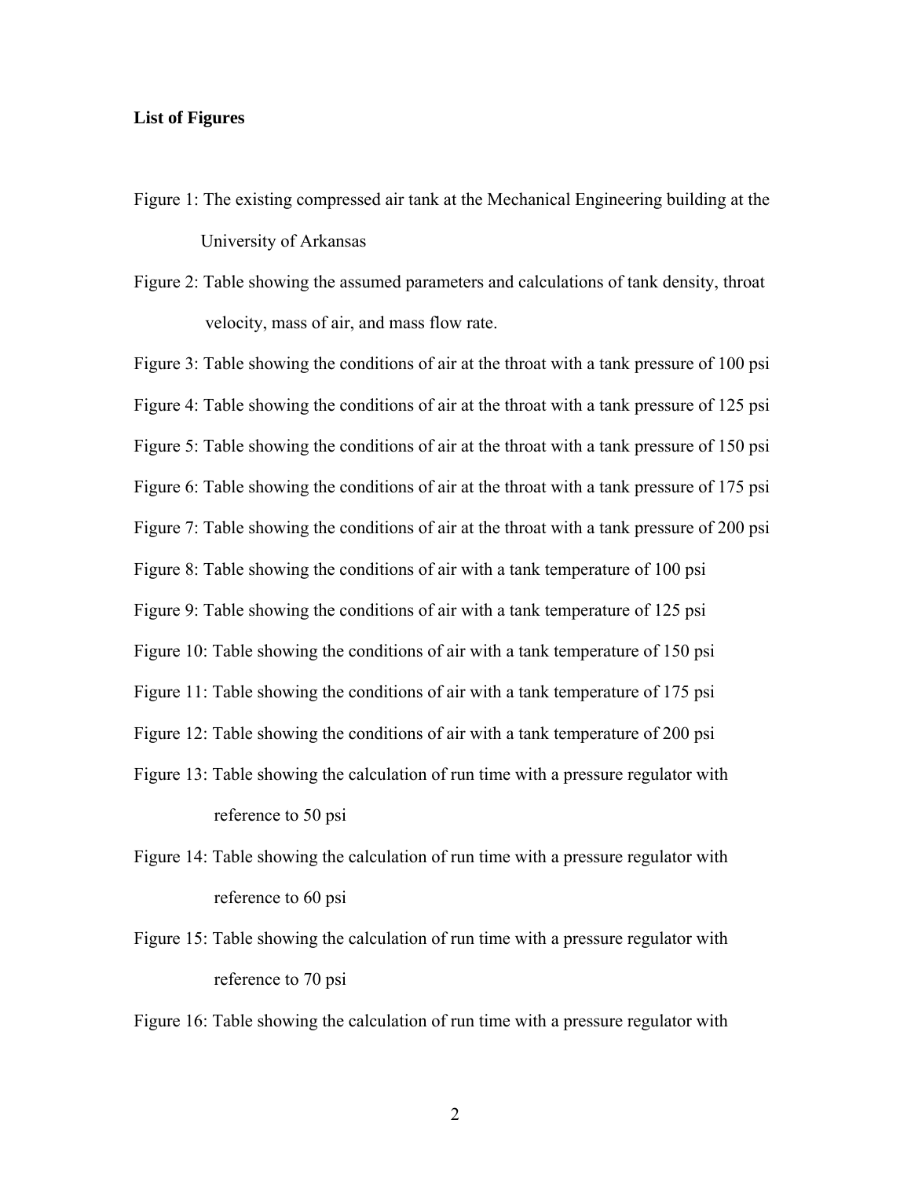**List of Figures**

Figure 1: The existing compressed air tank at the Mechanical Engineering building at the University of Arkansas

Figure 2: Table showing the assumed parameters and calculations of tank density, throat velocity, mass of air, and mass flow rate.

Figure 3: Table showing the conditions of air at the throat with a tank pressure of 100 psi

Figure 4: Table showing the conditions of air at the throat with a tank pressure of 125 psi

Figure 5: Table showing the conditions of air at the throat with a tank pressure of 150 psi

Figure 6: Table showing the conditions of air at the throat with a tank pressure of 175 psi

Figure 7: Table showing the conditions of air at the throat with a tank pressure of 200 psi

Figure 8: Table showing the conditions of air with a tank temperature of 100 psi

Figure 9: Table showing the conditions of air with a tank temperature of 125 psi

Figure 10: Table showing the conditions of air with a tank temperature of 150 psi

Figure 11: Table showing the conditions of air with a tank temperature of 175 psi

Figure 12: Table showing the conditions of air with a tank temperature of 200 psi

Figure 13: Table showing the calculation of run time with a pressure regulator with reference to 50 psi

Figure 14: Table showing the calculation of run time with a pressure regulator with reference to 60 psi

Figure 15: Table showing the calculation of run time with a pressure regulator with reference to 70 psi

Figure 16: Table showing the calculation of run time with a pressure regulator with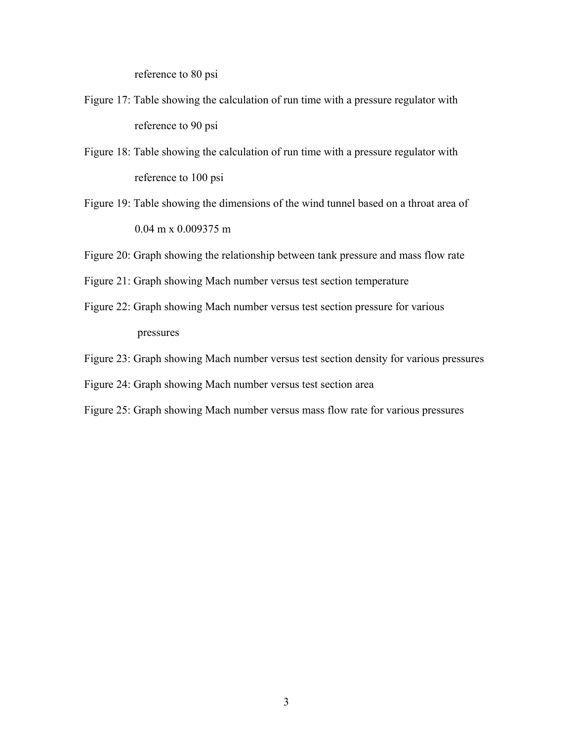reference to 80 psi

Figure 17: Table showing the calculation of run time with a pressure regulator with reference to 90 psi

Figure 18: Table showing the calculation of run time with a pressure regulator with reference to 100 psi

Figure 19: Table showing the dimensions of the wind tunnel based on a throat area of 0.04 m x 0.009375 m

Figure 20: Graph showing the relationship between tank pressure and mass flow rate

Figure 21: Graph showing Mach number versus test section temperature

Figure 22: Graph showing Mach number versus test section pressure for various pressures

Figure 23: Graph showing Mach number versus test section density for various pressures

Figure 24: Graph showing Mach number versus test section area

Figure 25: Graph showing Mach number versus mass flow rate for various pressures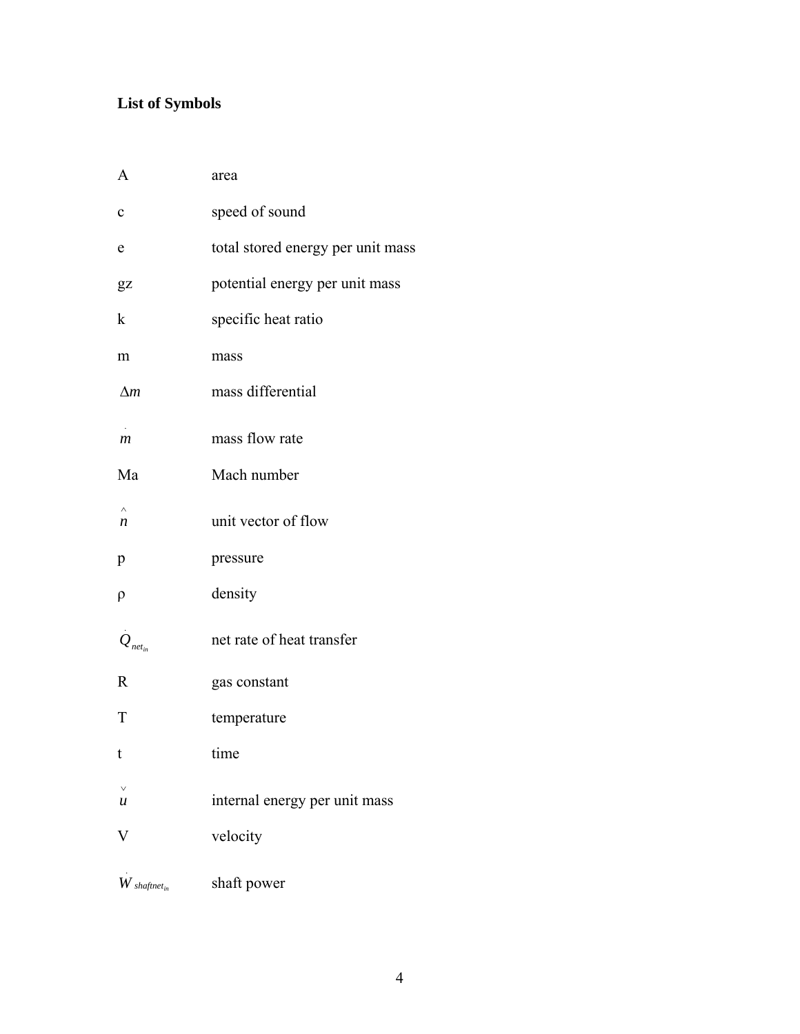**List of Symbols**

| | |
|---|---|
| A | area |
| c | speed of sound |
| e | total stored energy per unit mass |
| gz | potential energy per unit mass |
| k | specific heat ratio |
| m | mass |
| $\Delta m$ | mass differential |
| $\dot{m}$ | mass flow rate |
| Ma | Mach number |
| $\hat{n}$ | unit vector of flow |
| p | pressure |
| ρ | density |
| $\dot{Q}_{net_{in}}$ | net rate of heat transfer |
| R | gas constant |
| T | temperature |
| t | time |
| $\check{u}$ | internal energy per unit mass |
| V | velocity |
| $\dot{W}_{shaftnet_{in}}$ | shaft power |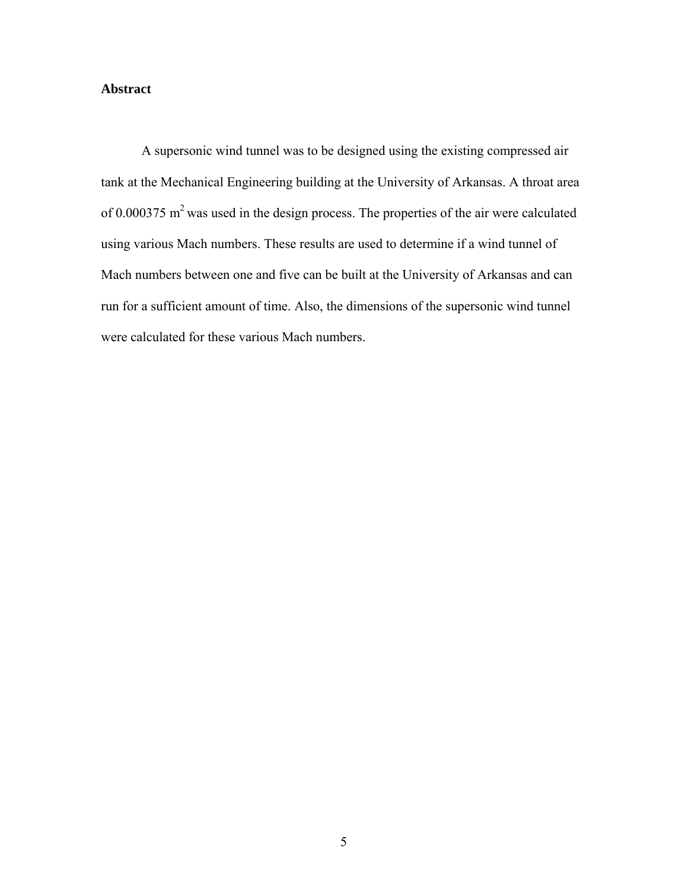## Abstract

A supersonic wind tunnel was to be designed using the existing compressed air tank at the Mechanical Engineering building at the University of Arkansas. A throat area of 0.000375 $m^2$ was used in the design process. The properties of the air were calculated using various Mach numbers. These results are used to determine if a wind tunnel of Mach numbers between one and five can be built at the University of Arkansas and can run for a sufficient amount of time. Also, the dimensions of the supersonic wind tunnel were calculated for these various Mach numbers.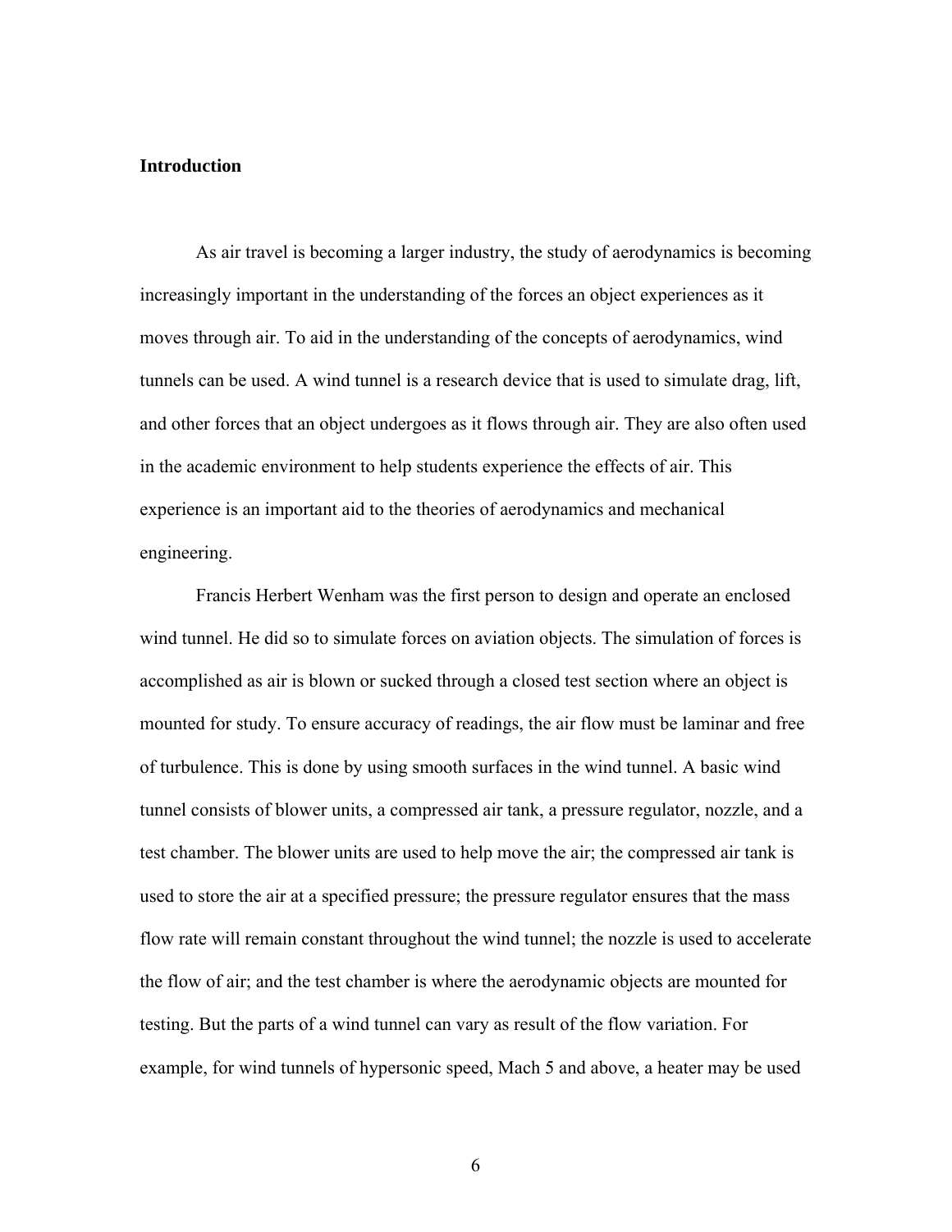## Introduction

As air travel is becoming a larger industry, the study of aerodynamics is becoming increasingly important in the understanding of the forces an object experiences as it moves through air. To aid in the understanding of the concepts of aerodynamics, wind tunnels can be used. A wind tunnel is a research device that is used to simulate drag, lift, and other forces that an object undergoes as it flows through air. They are also often used in the academic environment to help students experience the effects of air. This experience is an important aid to the theories of aerodynamics and mechanical engineering.

Francis Herbert Wenham was the first person to design and operate an enclosed wind tunnel. He did so to simulate forces on aviation objects. The simulation of forces is accomplished as air is blown or sucked through a closed test section where an object is mounted for study. To ensure accuracy of readings, the air flow must be laminar and free of turbulence. This is done by using smooth surfaces in the wind tunnel. A basic wind tunnel consists of blower units, a compressed air tank, a pressure regulator, nozzle, and a test chamber. The blower units are used to help move the air; the compressed air tank is used to store the air at a specified pressure; the pressure regulator ensures that the mass flow rate will remain constant throughout the wind tunnel; the nozzle is used to accelerate the flow of air; and the test chamber is where the aerodynamic objects are mounted for testing. But the parts of a wind tunnel can vary as result of the flow variation. For example, for wind tunnels of hypersonic speed, Mach 5 and above, a heater may be used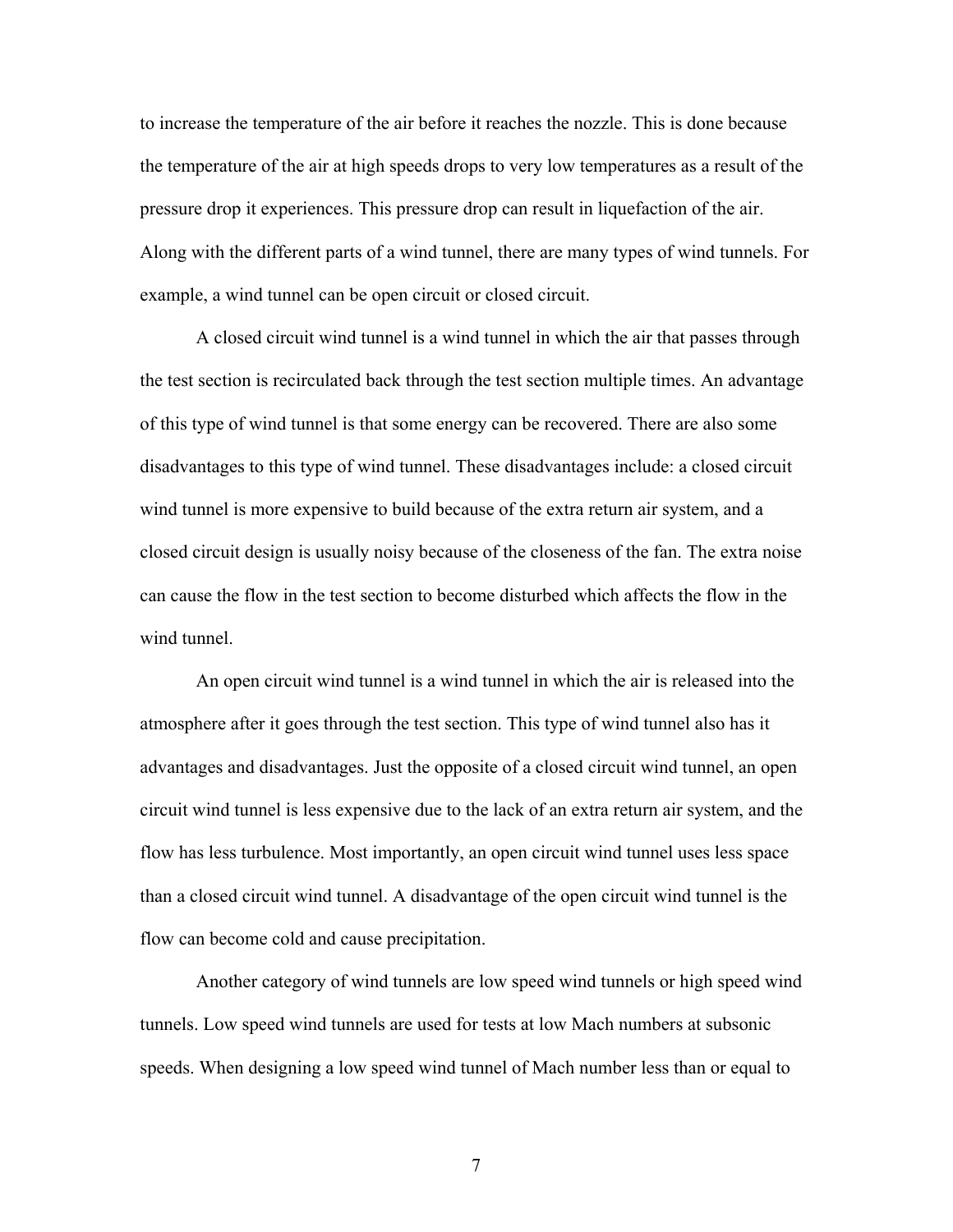to increase the temperature of the air before it reaches the nozzle. This is done because the temperature of the air at high speeds drops to very low temperatures as a result of the pressure drop it experiences. This pressure drop can result in liquefaction of the air. Along with the different parts of a wind tunnel, there are many types of wind tunnels. For example, a wind tunnel can be open circuit or closed circuit.

A closed circuit wind tunnel is a wind tunnel in which the air that passes through the test section is recirculated back through the test section multiple times. An advantage of this type of wind tunnel is that some energy can be recovered. There are also some disadvantages to this type of wind tunnel. These disadvantages include: a closed circuit wind tunnel is more expensive to build because of the extra return air system, and a closed circuit design is usually noisy because of the closeness of the fan. The extra noise can cause the flow in the test section to become disturbed which affects the flow in the wind tunnel.

An open circuit wind tunnel is a wind tunnel in which the air is released into the atmosphere after it goes through the test section. This type of wind tunnel also has it advantages and disadvantages. Just the opposite of a closed circuit wind tunnel, an open circuit wind tunnel is less expensive due to the lack of an extra return air system, and the flow has less turbulence. Most importantly, an open circuit wind tunnel uses less space than a closed circuit wind tunnel. A disadvantage of the open circuit wind tunnel is the flow can become cold and cause precipitation.

Another category of wind tunnels are low speed wind tunnels or high speed wind tunnels. Low speed wind tunnels are used for tests at low Mach numbers at subsonic speeds. When designing a low speed wind tunnel of Mach number less than or equal to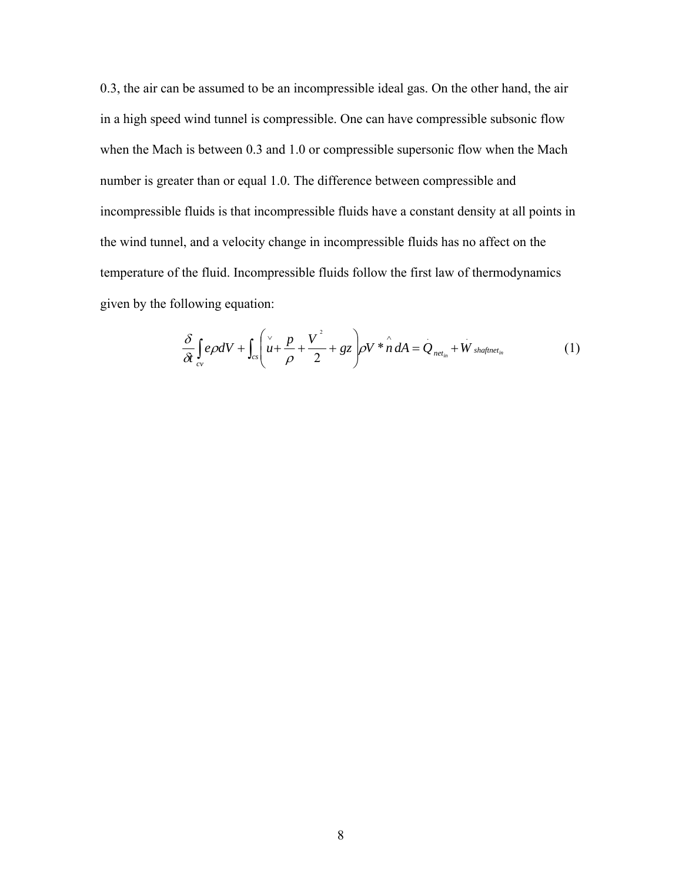0.3, the air can be assumed to be an incompressible ideal gas. On the other hand, the air in a high speed wind tunnel is compressible. One can have compressible subsonic flow when the Mach is between 0.3 and 1.0 or compressible supersonic flow when the Mach number is greater than or equal 1.0. The difference between compressible and incompressible fluids is that incompressible fluids have a constant density at all points in the wind tunnel, and a velocity change in incompressible fluids has no affect on the temperature of the fluid. Incompressible fluids follow the first law of thermodynamics given by the following equation:

$$\frac{\delta}{\delta t}\int_{cv} e\rho dV + \int_{cs}\left(\check{u} + \frac{p}{\rho} + \frac{V^{2}}{2} + gz\right)\rho V * \hat{n}\, dA = \dot{Q}_{net_{in}} + \dot{W}_{shaftnet_{in}} \tag{1}$$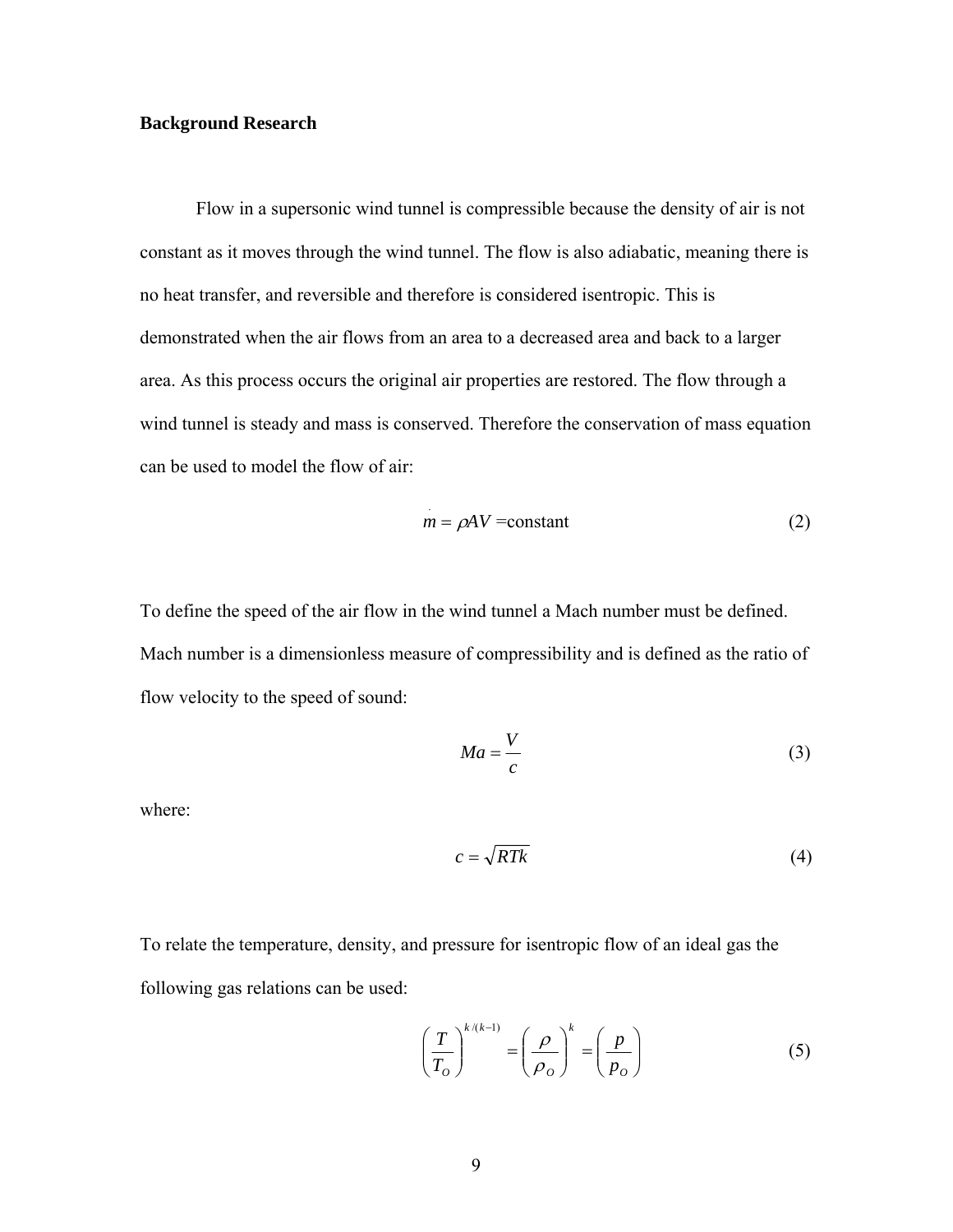**Background Research**

Flow in a supersonic wind tunnel is compressible because the density of air is not constant as it moves through the wind tunnel. The flow is also adiabatic, meaning there is no heat transfer, and reversible and therefore is considered isentropic. This is demonstrated when the air flows from an area to a decreased area and back to a larger area. As this process occurs the original air properties are restored. The flow through a wind tunnel is steady and mass is conserved. Therefore the conservation of mass equation can be used to model the flow of air:

$$\dot{m} = \rho AV = \text{constant} \tag{2}$$

To define the speed of the air flow in the wind tunnel a Mach number must be defined. Mach number is a dimensionless measure of compressibility and is defined as the ratio of flow velocity to the speed of sound:

$$Ma = \frac{V}{c} \tag{3}$$

where:

$$c = \sqrt{RTk} \tag{4}$$

To relate the temperature, density, and pressure for isentropic flow of an ideal gas the following gas relations can be used:

$$\left(\frac{T}{T_O}\right)^{k/(k-1)} = \left(\frac{\rho}{\rho_O}\right)^{k} = \left(\frac{p}{p_O}\right) \tag{5}$$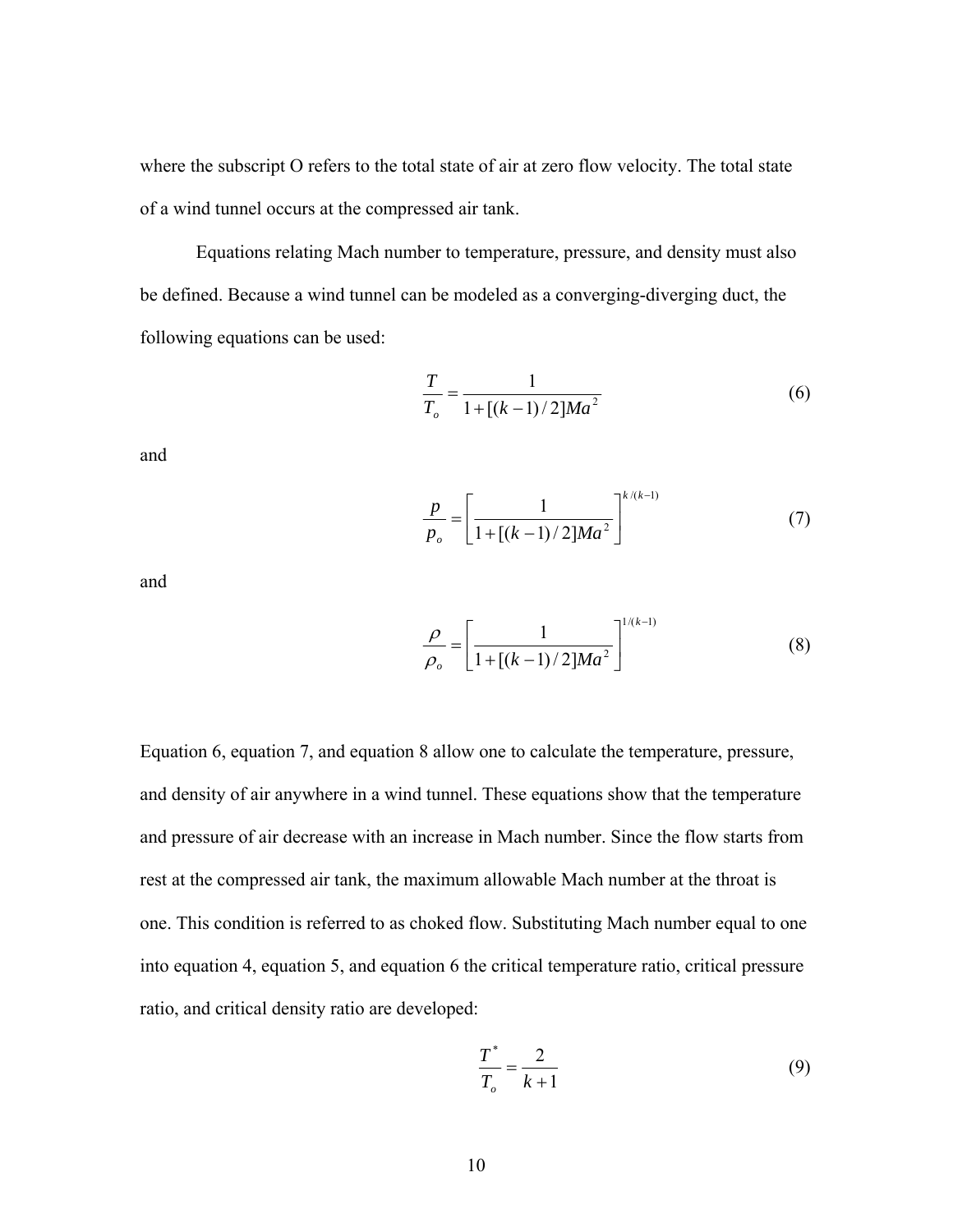where the subscript O refers to the total state of air at zero flow velocity. The total state of a wind tunnel occurs at the compressed air tank.

Equations relating Mach number to temperature, pressure, and density must also be defined. Because a wind tunnel can be modeled as a converging-diverging duct, the following equations can be used:

$$\frac{T}{T_o} = \frac{1}{1 + [(k-1)/2]Ma^2} \tag{6}$$

and

$$\frac{p}{p_o} = \left[\frac{1}{1 + [(k-1)/2]Ma^2}\right]^{k/(k-1)} \tag{7}$$

and

$$\frac{\rho}{\rho_o} = \left[\frac{1}{1 + [(k-1)/2]Ma^2}\right]^{1/(k-1)} \tag{8}$$

Equation 6, equation 7, and equation 8 allow one to calculate the temperature, pressure, and density of air anywhere in a wind tunnel. These equations show that the temperature and pressure of air decrease with an increase in Mach number. Since the flow starts from rest at the compressed air tank, the maximum allowable Mach number at the throat is one. This condition is referred to as choked flow. Substituting Mach number equal to one into equation 4, equation 5, and equation 6 the critical temperature ratio, critical pressure ratio, and critical density ratio are developed:

$$\frac{T^*}{T_o} = \frac{2}{k+1} \tag{9}$$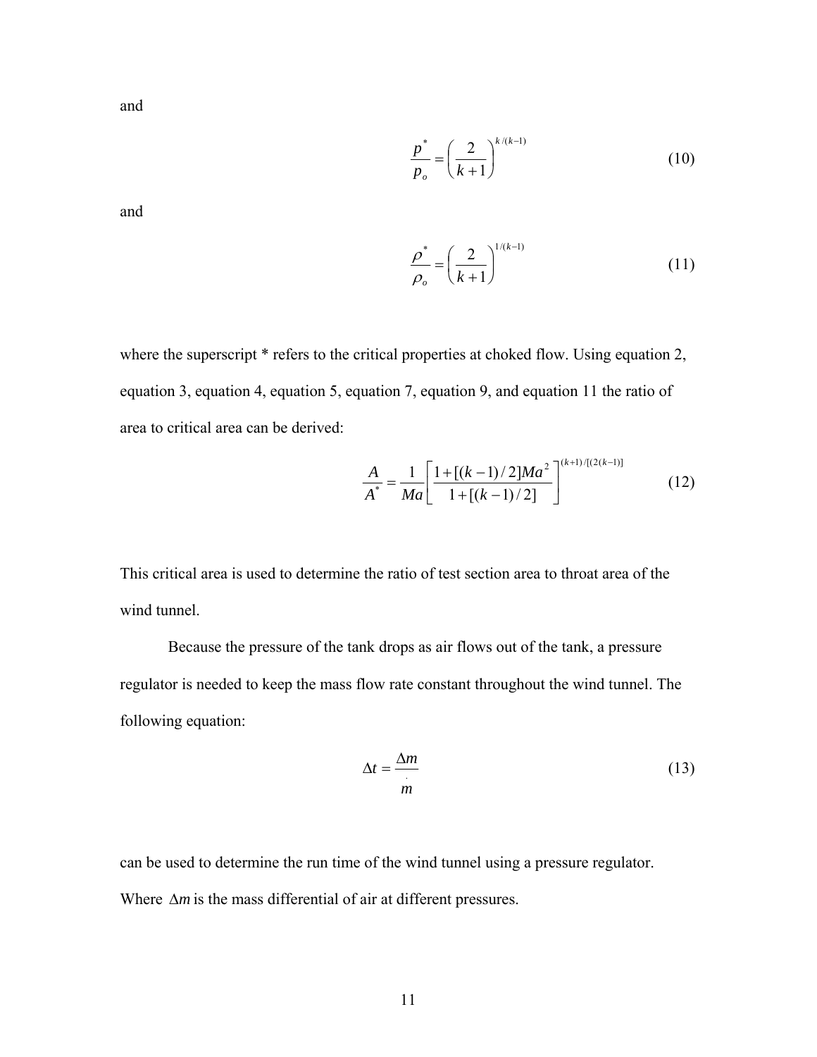and

$$\frac{p^*}{p_o} = \left(\frac{2}{k+1}\right)^{k/(k-1)} \tag{10}$$

and

$$\frac{\rho^*}{\rho_o} = \left(\frac{2}{k+1}\right)^{1/(k-1)} \tag{11}$$

where the superscript * refers to the critical properties at choked flow. Using equation 2, equation 3, equation 4, equation 5, equation 7, equation 9, and equation 11 the ratio of area to critical area can be derived:

$$\frac{A}{A^*} = \frac{1}{Ma}\left[\frac{1+[(k-1)/2]Ma^2}{1+[(k-1)/2]}\right]^{(k+1)/[(2(k-1)]} \tag{12}$$

This critical area is used to determine the ratio of test section area to throat area of the wind tunnel.

Because the pressure of the tank drops as air flows out of the tank, a pressure regulator is needed to keep the mass flow rate constant throughout the wind tunnel. The following equation:

$$\Delta t = \frac{\Delta m}{\dot{m}} \tag{13}$$

can be used to determine the run time of the wind tunnel using a pressure regulator. Where $\Delta m$ is the mass differential of air at different pressures.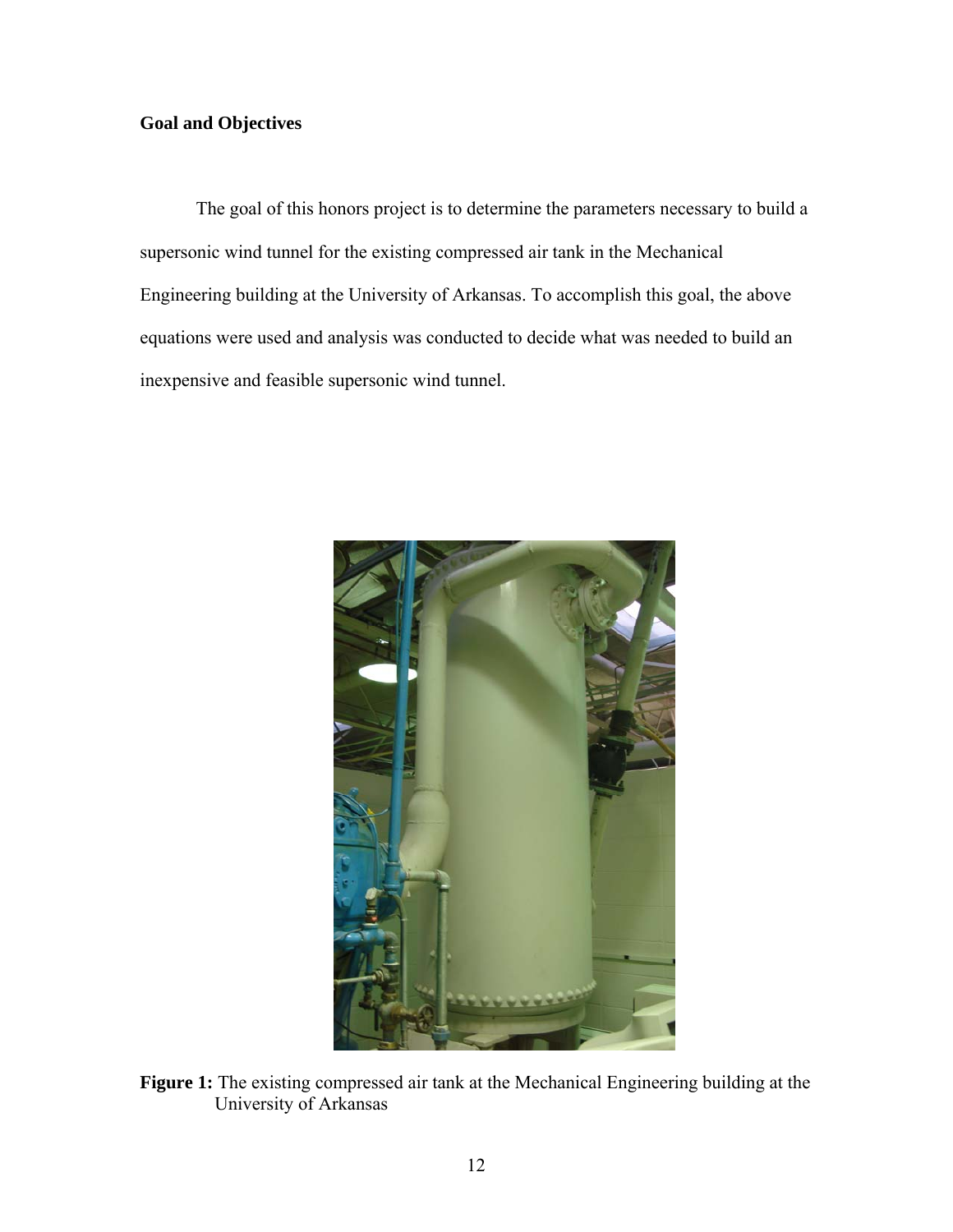**Goal and Objectives**

The goal of this honors project is to determine the parameters necessary to build a supersonic wind tunnel for the existing compressed air tank in the Mechanical Engineering building at the University of Arkansas. To accomplish this goal, the above equations were used and analysis was conducted to decide what was needed to build an inexpensive and feasible supersonic wind tunnel.

**Figure 1:** The existing compressed air tank at the Mechanical Engineering building at the University of Arkansas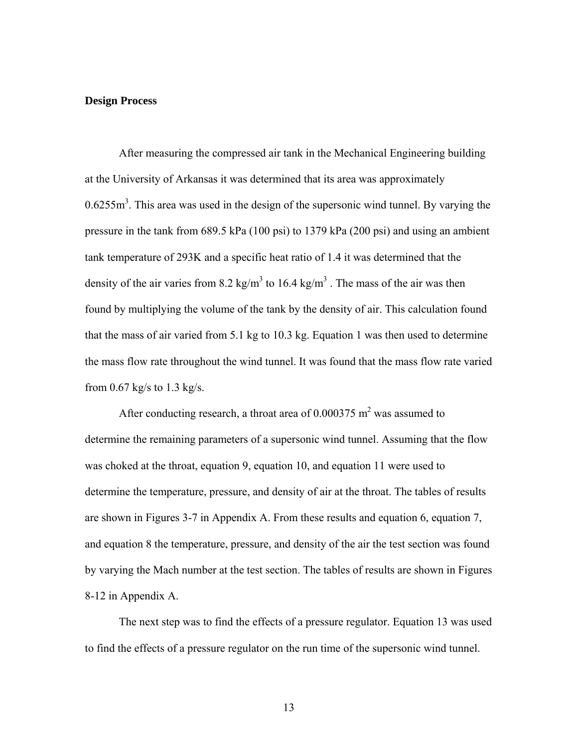**Design Process**

After measuring the compressed air tank in the Mechanical Engineering building at the University of Arkansas it was determined that its area was approximately $0.6255\text{m}^3$. This area was used in the design of the supersonic wind tunnel. By varying the pressure in the tank from 689.5 kPa (100 psi) to 1379 kPa (200 psi) and using an ambient tank temperature of 293K and a specific heat ratio of 1.4 it was determined that the density of the air varies from $8.2\ \text{kg/m}^3$ to $16.4\ \text{kg/m}^3$. The mass of the air was then found by multiplying the volume of the tank by the density of air. This calculation found that the mass of air varied from 5.1 kg to 10.3 kg. Equation 1 was then used to determine the mass flow rate throughout the wind tunnel. It was found that the mass flow rate varied from 0.67 kg/s to 1.3 kg/s.

After conducting research, a throat area of $0.000375\ \text{m}^2$ was assumed to determine the remaining parameters of a supersonic wind tunnel. Assuming that the flow was choked at the throat, equation 9, equation 10, and equation 11 were used to determine the temperature, pressure, and density of air at the throat. The tables of results are shown in Figures 3-7 in Appendix A. From these results and equation 6, equation 7, and equation 8 the temperature, pressure, and density of the air the test section was found by varying the Mach number at the test section. The tables of results are shown in Figures 8-12 in Appendix A.

The next step was to find the effects of a pressure regulator. Equation 13 was used to find the effects of a pressure regulator on the run time of the supersonic wind tunnel.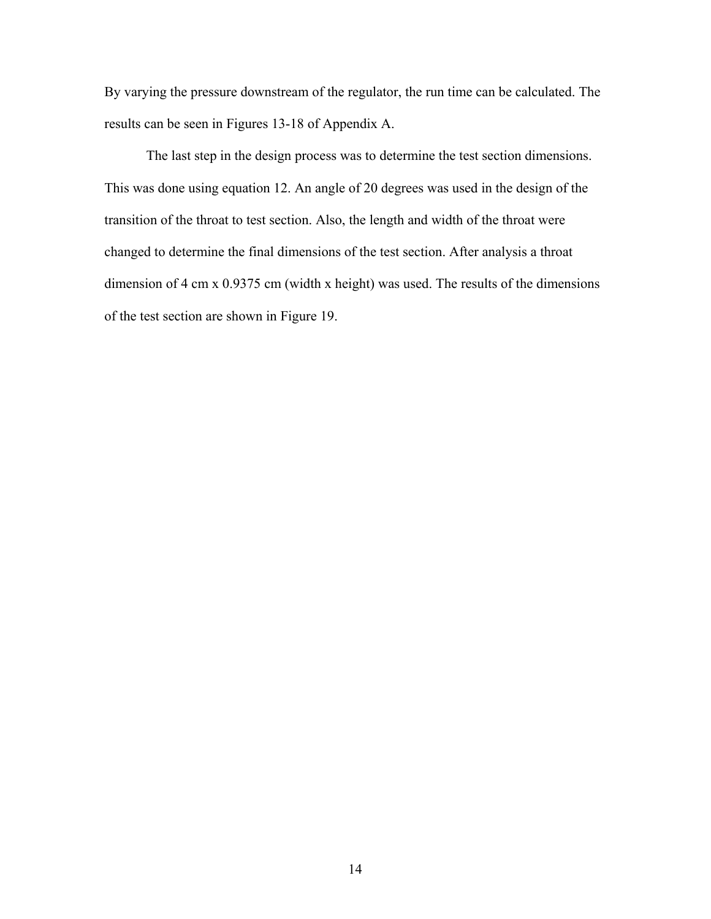By varying the pressure downstream of the regulator, the run time can be calculated. The results can be seen in Figures 13-18 of Appendix A.

The last step in the design process was to determine the test section dimensions. This was done using equation 12. An angle of 20 degrees was used in the design of the transition of the throat to test section. Also, the length and width of the throat were changed to determine the final dimensions of the test section. After analysis a throat dimension of 4 cm x 0.9375 cm (width x height) was used. The results of the dimensions of the test section are shown in Figure 19.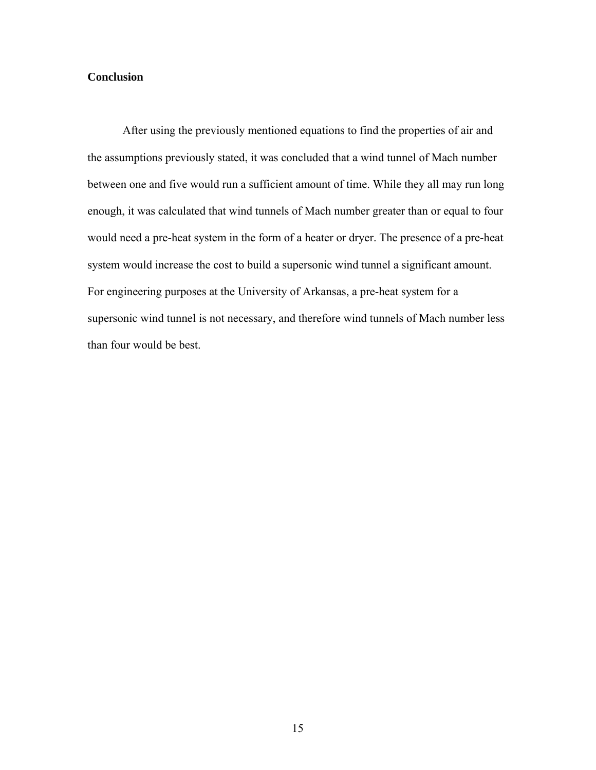## Conclusion

After using the previously mentioned equations to find the properties of air and the assumptions previously stated, it was concluded that a wind tunnel of Mach number between one and five would run a sufficient amount of time. While they all may run long enough, it was calculated that wind tunnels of Mach number greater than or equal to four would need a pre-heat system in the form of a heater or dryer. The presence of a pre-heat system would increase the cost to build a supersonic wind tunnel a significant amount. For engineering purposes at the University of Arkansas, a pre-heat system for a supersonic wind tunnel is not necessary, and therefore wind tunnels of Mach number less than four would be best.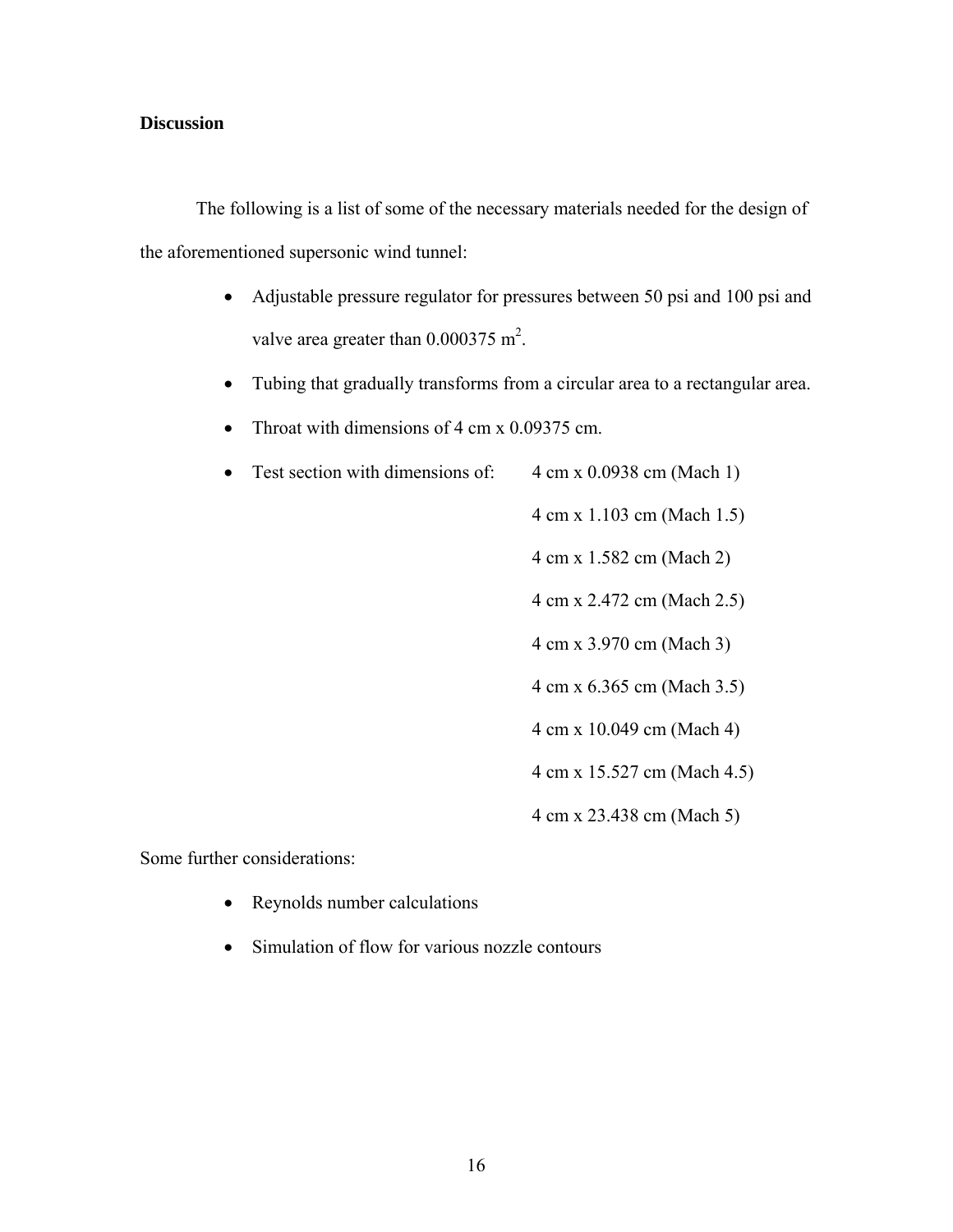**Discussion**

The following is a list of some of the necessary materials needed for the design of the aforementioned supersonic wind tunnel:

- Adjustable pressure regulator for pressures between 50 psi and 100 psi and valve area greater than 0.000375 $m^2$.
- Tubing that gradually transforms from a circular area to a rectangular area.
- Throat with dimensions of 4 cm x 0.09375 cm.
- Test section with dimensions of:
  - 4 cm x 0.0938 cm (Mach 1)
  - 4 cm x 1.103 cm (Mach 1.5)
  - 4 cm x 1.582 cm (Mach 2)
  - 4 cm x 2.472 cm (Mach 2.5)
  - 4 cm x 3.970 cm (Mach 3)
  - 4 cm x 6.365 cm (Mach 3.5)
  - 4 cm x 10.049 cm (Mach 4)
  - 4 cm x 15.527 cm (Mach 4.5)
  - 4 cm x 23.438 cm (Mach 5)

Some further considerations:

- Reynolds number calculations
- Simulation of flow for various nozzle contours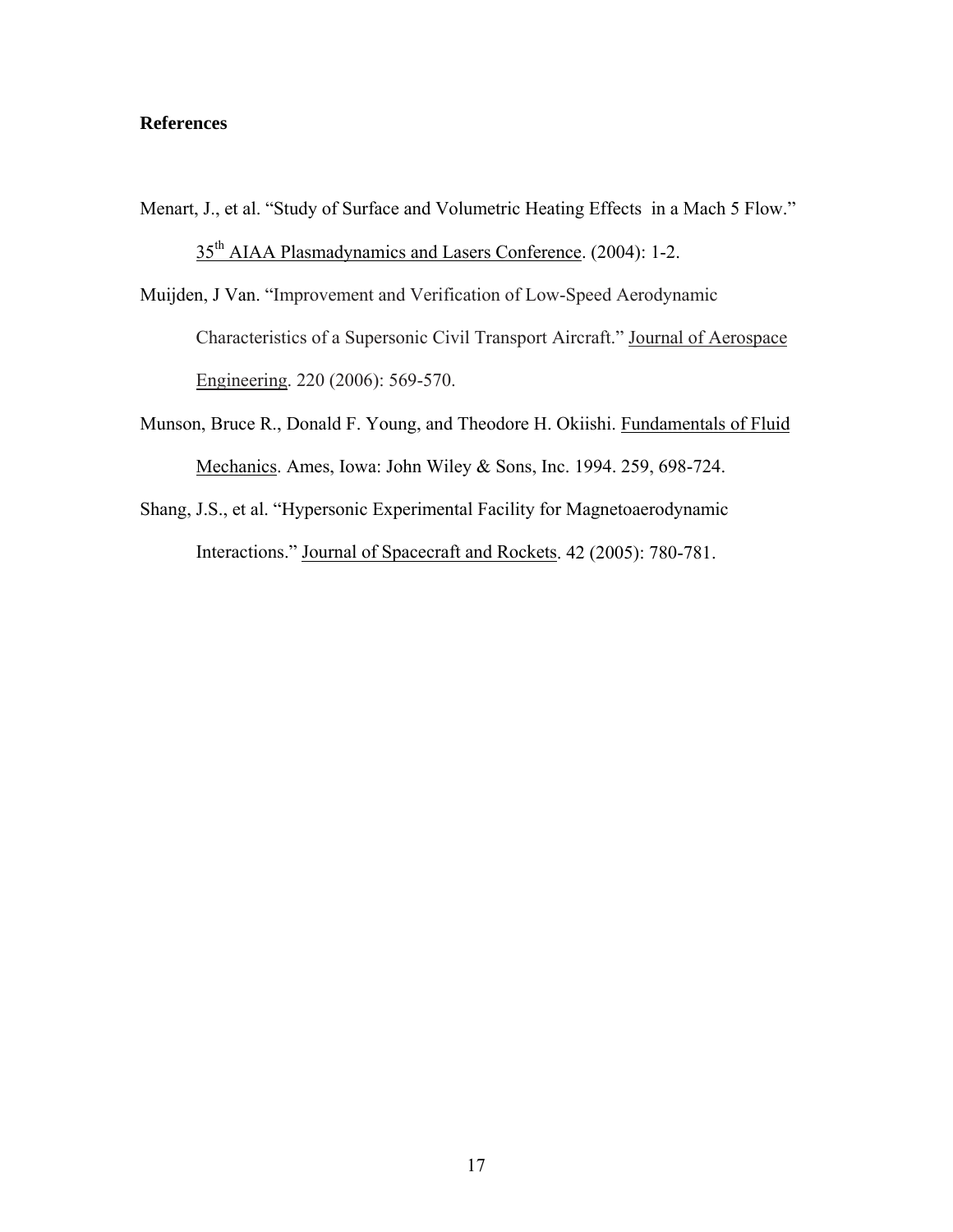## References

Menart, J., et al. "Study of Surface and Volumetric Heating Effects in a Mach 5 Flow." 35th AIAA Plasmadynamics and Lasers Conference. (2004): 1-2.

Muijden, J Van. "Improvement and Verification of Low-Speed Aerodynamic Characteristics of a Supersonic Civil Transport Aircraft." Journal of Aerospace Engineering. 220 (2006): 569-570.

Munson, Bruce R., Donald F. Young, and Theodore H. Okiishi. Fundamentals of Fluid Mechanics. Ames, Iowa: John Wiley & Sons, Inc. 1994. 259, 698-724.

Shang, J.S., et al. "Hypersonic Experimental Facility for Magnetoaerodynamic Interactions." Journal of Spacecraft and Rockets. 42 (2005): 780-781.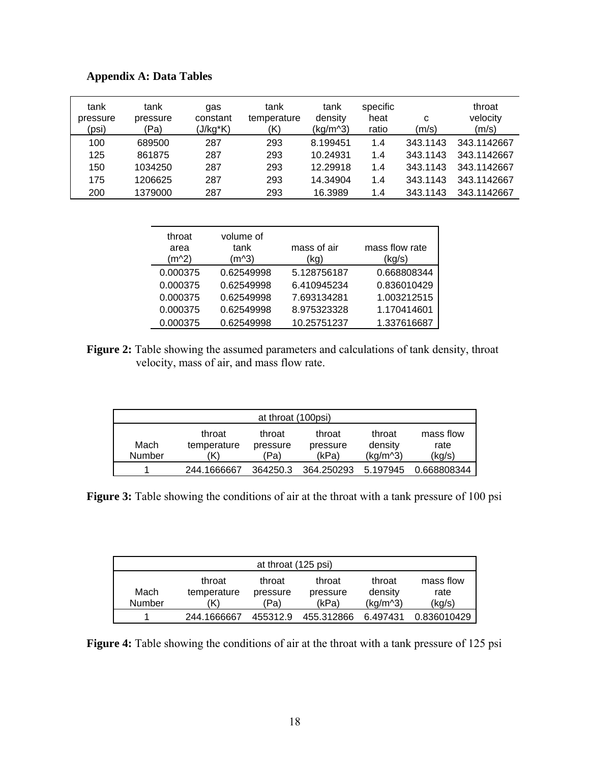**Appendix A: Data Tables**

| tank pressure (psi) | tank pressure (Pa) | gas constant (J/kg*K) | tank temperature (K) | tank density (kg/m^3) | specific heat ratio | c (m/s) | throat velocity (m/s) |
|---|---|---|---|---|---|---|---|
| 100 | 689500 | 287 | 293 | 8.199451 | 1.4 | 343.1143 | 343.1142667 |
| 125 | 861875 | 287 | 293 | 10.24931 | 1.4 | 343.1143 | 343.1142667 |
| 150 | 1034250 | 287 | 293 | 12.29918 | 1.4 | 343.1143 | 343.1142667 |
| 175 | 1206625 | 287 | 293 | 14.34904 | 1.4 | 343.1143 | 343.1142667 |
| 200 | 1379000 | 287 | 293 | 16.3989 | 1.4 | 343.1143 | 343.1142667 |

| throat area (m^2) | volume of tank (m^3) | mass of air (kg) | mass flow rate (kg/s) |
|---|---|---|---|
| 0.000375 | 0.62549998 | 5.128756187 | 0.668808344 |
| 0.000375 | 0.62549998 | 6.410945234 | 0.836010429 |
| 0.000375 | 0.62549998 | 7.693134281 | 1.003212515 |
| 0.000375 | 0.62549998 | 8.975323328 | 1.170414601 |
| 0.000375 | 0.62549998 | 10.25751237 | 1.337616687 |

**Figure 2:** Table showing the assumed parameters and calculations of tank density, throat velocity, mass of air, and mass flow rate.

| at throat (100psi) | | | | | |
|---|---|---|---|---|---|
| Mach Number | throat temperature (K) | throat pressure (Pa) | throat pressure (kPa) | throat density (kg/m^3) | mass flow rate (kg/s) |
| 1 | 244.1666667 | 364250.3 | 364.250293 | 5.197945 | 0.668808344 |

**Figure 3:** Table showing the conditions of air at the throat with a tank pressure of 100 psi

| at throat (125 psi) | | | | | |
|---|---|---|---|---|---|
| Mach Number | throat temperature (K) | throat pressure (Pa) | throat pressure (kPa) | throat density (kg/m^3) | mass flow rate (kg/s) |
| 1 | 244.1666667 | 455312.9 | 455.312866 | 6.497431 | 0.836010429 |

**Figure 4:** Table showing the conditions of air at the throat with a tank pressure of 125 psi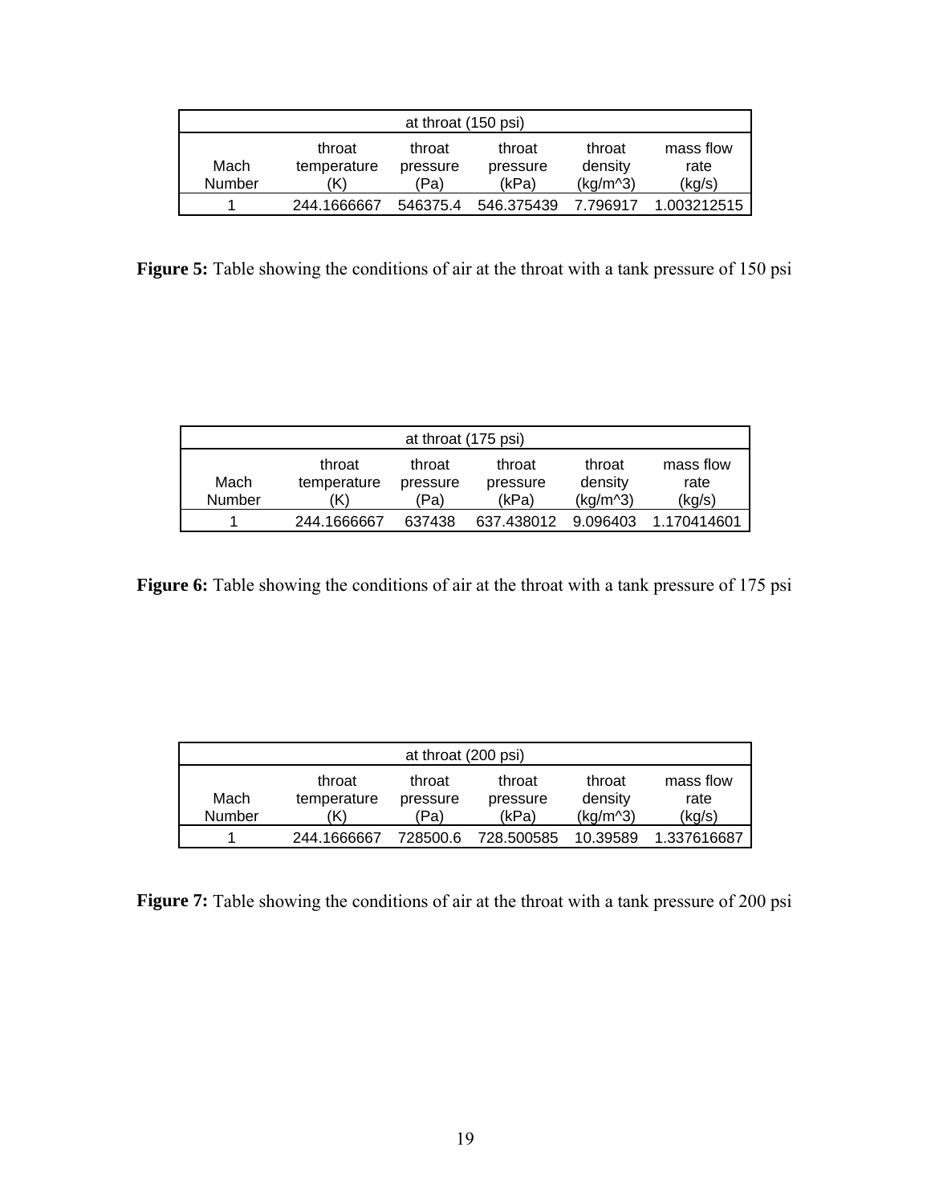| at throat (150 psi) | | | | | |
|---|---|---|---|---|---|
| Mach Number | throat temperature (K) | throat pressure (Pa) | throat pressure (kPa) | throat density (kg/m^3) | mass flow rate (kg/s) |
| 1 | 244.1666667 | 546375.4 | 546.375439 | 7.796917 | 1.003212515 |

**Figure 5:** Table showing the conditions of air at the throat with a tank pressure of 150 psi

| at throat (175 psi) | | | | | |
|---|---|---|---|---|---|
| Mach Number | throat temperature (K) | throat pressure (Pa) | throat pressure (kPa) | throat density (kg/m^3) | mass flow rate (kg/s) |
| 1 | 244.1666667 | 637438 | 637.438012 | 9.096403 | 1.170414601 |

**Figure 6:** Table showing the conditions of air at the throat with a tank pressure of 175 psi

| at throat (200 psi) | | | | | |
|---|---|---|---|---|---|
| Mach Number | throat temperature (K) | throat pressure (Pa) | throat pressure (kPa) | throat density (kg/m^3) | mass flow rate (kg/s) |
| 1 | 244.1666667 | 728500.6 | 728.500585 | 10.39589 | 1.337616687 |

**Figure 7:** Table showing the conditions of air at the throat with a tank pressure of 200 psi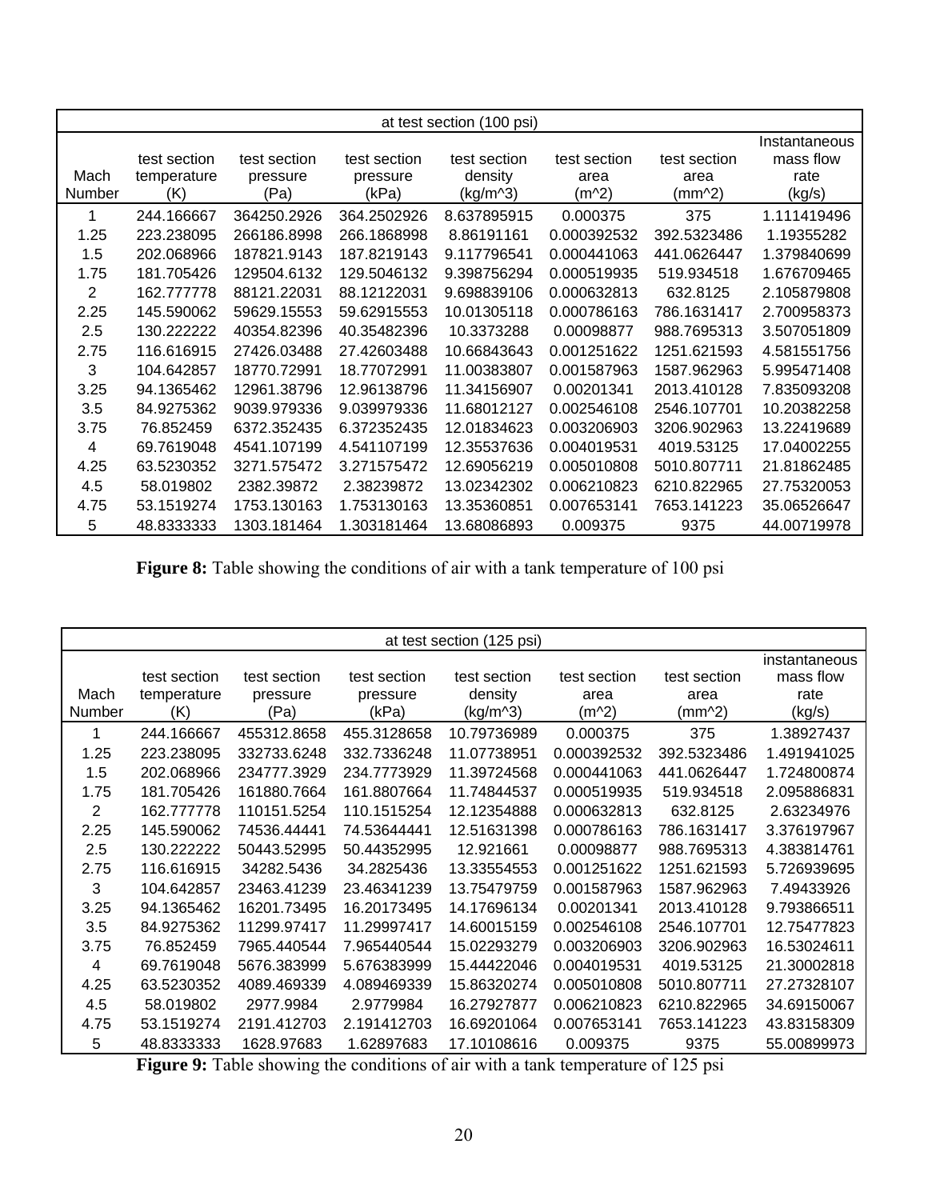| at test section (100 psi) | | | | | | | |
|---|---|---|---|---|---|---|---|
| Mach Number | test section temperature (K) | test section pressure (Pa) | test section pressure (kPa) | test section density (kg/m^3) | test section area (m^2) | test section area (mm^2) | Instantaneous mass flow rate (kg/s) |
| 1 | 244.166667 | 364250.2926 | 364.2502926 | 8.637895915 | 0.000375 | 375 | 1.111419496 |
| 1.25 | 223.238095 | 266186.8998 | 266.1868998 | 8.86191161 | 0.000392532 | 392.5323486 | 1.19355282 |
| 1.5 | 202.068966 | 187821.9143 | 187.8219143 | 9.117796541 | 0.000441063 | 441.0626447 | 1.379840699 |
| 1.75 | 181.705426 | 129504.6132 | 129.5046132 | 9.398756294 | 0.000519935 | 519.934518 | 1.676709465 |
| 2 | 162.777778 | 88121.22031 | 88.12122031 | 9.698839106 | 0.000632813 | 632.8125 | 2.105879808 |
| 2.25 | 145.590062 | 59629.15553 | 59.62915553 | 10.01305118 | 0.000786163 | 786.1631417 | 2.700958373 |
| 2.5 | 130.222222 | 40354.82396 | 40.35482396 | 10.3373288 | 0.00098877 | 988.7695313 | 3.507051809 |
| 2.75 | 116.616915 | 27426.03488 | 27.42603488 | 10.66843643 | 0.001251622 | 1251.621593 | 4.581551756 |
| 3 | 104.642857 | 18770.72991 | 18.77072991 | 11.00383807 | 0.001587963 | 1587.962963 | 5.995471408 |
| 3.25 | 94.1365462 | 12961.38796 | 12.96138796 | 11.34156907 | 0.00201341 | 2013.410128 | 7.835093208 |
| 3.5 | 84.9275362 | 9039.979336 | 9.039979336 | 11.68012127 | 0.002546108 | 2546.107701 | 10.20382258 |
| 3.75 | 76.852459 | 6372.352435 | 6.372352435 | 12.01834623 | 0.003206903 | 3206.902963 | 13.22419689 |
| 4 | 69.7619048 | 4541.107199 | 4.541107199 | 12.35537636 | 0.004019531 | 4019.53125 | 17.04002255 |
| 4.25 | 63.5230352 | 3271.575472 | 3.271575472 | 12.69056219 | 0.005010808 | 5010.807711 | 21.81862485 |
| 4.5 | 58.019802 | 2382.39872 | 2.38239872 | 13.02342302 | 0.006210823 | 6210.822965 | 27.75320053 |
| 4.75 | 53.1519274 | 1753.130163 | 1.753130163 | 13.35360851 | 0.007653141 | 7653.141223 | 35.06526647 |
| 5 | 48.8333333 | 1303.181464 | 1.303181464 | 13.68086893 | 0.009375 | 9375 | 44.00719978 |

**Figure 8:** Table showing the conditions of air with a tank temperature of 100 psi

| at test section (125 psi) | | | | | | | |
|---|---|---|---|---|---|---|---|
| Mach Number | test section temperature (K) | test section pressure (Pa) | test section pressure (kPa) | test section density (kg/m^3) | test section area (m^2) | test section area (mm^2) | instantaneous mass flow rate (kg/s) |
| 1 | 244.166667 | 455312.8658 | 455.3128658 | 10.79736989 | 0.000375 | 375 | 1.38927437 |
| 1.25 | 223.238095 | 332733.6248 | 332.7336248 | 11.07738951 | 0.000392532 | 392.5323486 | 1.491941025 |
| 1.5 | 202.068966 | 234777.3929 | 234.7773929 | 11.39724568 | 0.000441063 | 441.0626447 | 1.724800874 |
| 1.75 | 181.705426 | 161880.7664 | 161.8807664 | 11.74844537 | 0.000519935 | 519.934518 | 2.095886831 |
| 2 | 162.777778 | 110151.5254 | 110.1515254 | 12.12354888 | 0.000632813 | 632.8125 | 2.63234976 |
| 2.25 | 145.590062 | 74536.44441 | 74.53644441 | 12.51631398 | 0.000786163 | 786.1631417 | 3.376197967 |
| 2.5 | 130.222222 | 50443.52995 | 50.44352995 | 12.921661 | 0.00098877 | 988.7695313 | 4.383814761 |
| 2.75 | 116.616915 | 34282.5436 | 34.2825436 | 13.33554553 | 0.001251622 | 1251.621593 | 5.726939695 |
| 3 | 104.642857 | 23463.41239 | 23.46341239 | 13.75479759 | 0.001587963 | 1587.962963 | 7.49433926 |
| 3.25 | 94.1365462 | 16201.73495 | 16.20173495 | 14.17696134 | 0.00201341 | 2013.410128 | 9.793866511 |
| 3.5 | 84.9275362 | 11299.97417 | 11.29997417 | 14.60015159 | 0.002546108 | 2546.107701 | 12.75477823 |
| 3.75 | 76.852459 | 7965.440544 | 7.965440544 | 15.02293279 | 0.003206903 | 3206.902963 | 16.53024611 |
| 4 | 69.7619048 | 5676.383999 | 5.676383999 | 15.44422046 | 0.004019531 | 4019.53125 | 21.30002818 |
| 4.25 | 63.5230352 | 4089.469339 | 4.089469339 | 15.86320274 | 0.005010808 | 5010.807711 | 27.27328107 |
| 4.5 | 58.019802 | 2977.9984 | 2.9779984 | 16.27927877 | 0.006210823 | 6210.822965 | 34.69150067 |
| 4.75 | 53.1519274 | 2191.412703 | 2.191412703 | 16.69201064 | 0.007653141 | 7653.141223 | 43.83158309 |
| 5 | 48.8333333 | 1628.97683 | 1.62897683 | 17.10108616 | 0.009375 | 9375 | 55.00899973 |

**Figure 9:** Table showing the conditions of air with a tank temperature of 125 psi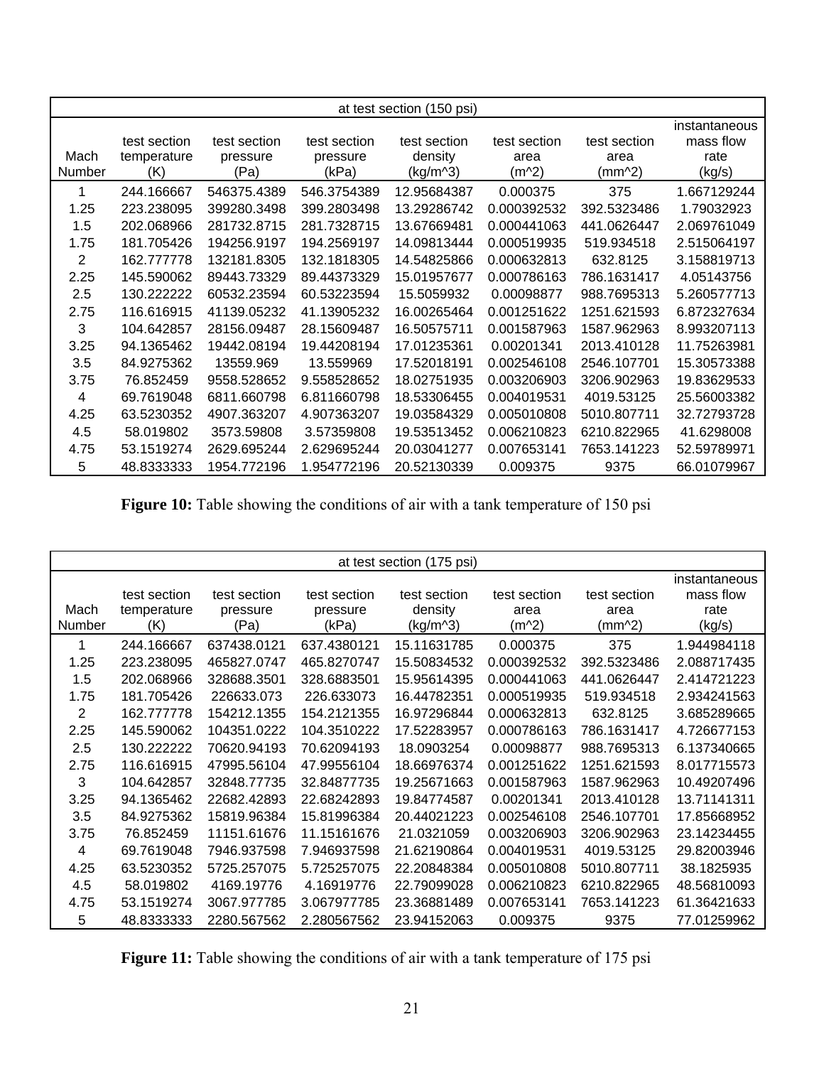| at test section (150 psi) | | | | | | | |
|---|---|---|---|---|---|---|---|
| Mach Number | test section temperature (K) | test section pressure (Pa) | test section pressure (kPa) | test section density (kg/m^3) | test section area (m^2) | test section area (mm^2) | instantaneous mass flow rate (kg/s) |
| 1 | 244.166667 | 546375.4389 | 546.3754389 | 12.95684387 | 0.000375 | 375 | 1.667129244 |
| 1.25 | 223.238095 | 399280.3498 | 399.2803498 | 13.29286742 | 0.000392532 | 392.5323486 | 1.79032923 |
| 1.5 | 202.068966 | 281732.8715 | 281.7328715 | 13.67669481 | 0.000441063 | 441.0626447 | 2.069761049 |
| 1.75 | 181.705426 | 194256.9197 | 194.2569197 | 14.09813444 | 0.000519935 | 519.934518 | 2.515064197 |
| 2 | 162.777778 | 132181.8305 | 132.1818305 | 14.54825866 | 0.000632813 | 632.8125 | 3.158819713 |
| 2.25 | 145.590062 | 89443.73329 | 89.44373329 | 15.01957677 | 0.000786163 | 786.1631417 | 4.05143756 |
| 2.5 | 130.222222 | 60532.23594 | 60.53223594 | 15.5059932 | 0.00098877 | 988.7695313 | 5.260577713 |
| 2.75 | 116.616915 | 41139.05232 | 41.13905232 | 16.00265464 | 0.001251622 | 1251.621593 | 6.872327634 |
| 3 | 104.642857 | 28156.09487 | 28.15609487 | 16.50575711 | 0.001587963 | 1587.962963 | 8.993207113 |
| 3.25 | 94.1365462 | 19442.08194 | 19.44208194 | 17.01235361 | 0.00201341 | 2013.410128 | 11.75263981 |
| 3.5 | 84.9275362 | 13559.969 | 13.559969 | 17.52018191 | 0.002546108 | 2546.107701 | 15.30573388 |
| 3.75 | 76.852459 | 9558.528652 | 9.558528652 | 18.02751935 | 0.003206903 | 3206.902963 | 19.83629533 |
| 4 | 69.7619048 | 6811.660798 | 6.811660798 | 18.53306455 | 0.004019531 | 4019.53125 | 25.56003382 |
| 4.25 | 63.5230352 | 4907.363207 | 4.907363207 | 19.03584329 | 0.005010808 | 5010.807711 | 32.72793728 |
| 4.5 | 58.019802 | 3573.59808 | 3.57359808 | 19.53513452 | 0.006210823 | 6210.822965 | 41.6298008 |
| 4.75 | 53.1519274 | 2629.695244 | 2.629695244 | 20.03041277 | 0.007653141 | 7653.141223 | 52.59789971 |
| 5 | 48.8333333 | 1954.772196 | 1.954772196 | 20.52130339 | 0.009375 | 9375 | 66.01079967 |

**Figure 10:** Table showing the conditions of air with a tank temperature of 150 psi

| at test section (175 psi) | | | | | | | |
|---|---|---|---|---|---|---|---|
| Mach Number | test section temperature (K) | test section pressure (Pa) | test section pressure (kPa) | test section density (kg/m^3) | test section area (m^2) | test section area (mm^2) | instantaneous mass flow rate (kg/s) |
| 1 | 244.166667 | 637438.0121 | 637.4380121 | 15.11631785 | 0.000375 | 375 | 1.944984118 |
| 1.25 | 223.238095 | 465827.0747 | 465.8270747 | 15.50834532 | 0.000392532 | 392.5323486 | 2.088717435 |
| 1.5 | 202.068966 | 328688.3501 | 328.6883501 | 15.95614395 | 0.000441063 | 441.0626447 | 2.414721223 |
| 1.75 | 181.705426 | 226633.073 | 226.633073 | 16.44782351 | 0.000519935 | 519.934518 | 2.934241563 |
| 2 | 162.777778 | 154212.1355 | 154.2121355 | 16.97296844 | 0.000632813 | 632.8125 | 3.685289665 |
| 2.25 | 145.590062 | 104351.0222 | 104.3510222 | 17.52283957 | 0.000786163 | 786.1631417 | 4.726677153 |
| 2.5 | 130.222222 | 70620.94193 | 70.62094193 | 18.0903254 | 0.00098877 | 988.7695313 | 6.137340665 |
| 2.75 | 116.616915 | 47995.56104 | 47.99556104 | 18.66976374 | 0.001251622 | 1251.621593 | 8.017715573 |
| 3 | 104.642857 | 32848.77735 | 32.84877735 | 19.25671663 | 0.001587963 | 1587.962963 | 10.49207496 |
| 3.25 | 94.1365462 | 22682.42893 | 22.68242893 | 19.84774587 | 0.00201341 | 2013.410128 | 13.71141311 |
| 3.5 | 84.9275362 | 15819.96384 | 15.81996384 | 20.44021223 | 0.002546108 | 2546.107701 | 17.85668952 |
| 3.75 | 76.852459 | 11151.61676 | 11.15161676 | 21.0321059 | 0.003206903 | 3206.902963 | 23.14234455 |
| 4 | 69.7619048 | 7946.937598 | 7.946937598 | 21.62190864 | 0.004019531 | 4019.53125 | 29.82003946 |
| 4.25 | 63.5230352 | 5725.257075 | 5.725257075 | 22.20848384 | 0.005010808 | 5010.807711 | 38.1825935 |
| 4.5 | 58.019802 | 4169.19776 | 4.16919776 | 22.79099028 | 0.006210823 | 6210.822965 | 48.56810093 |
| 4.75 | 53.1519274 | 3067.977785 | 3.067977785 | 23.36881489 | 0.007653141 | 7653.141223 | 61.36421633 |
| 5 | 48.8333333 | 2280.567562 | 2.280567562 | 23.94152063 | 0.009375 | 9375 | 77.01259962 |

**Figure 11:** Table showing the conditions of air with a tank temperature of 175 psi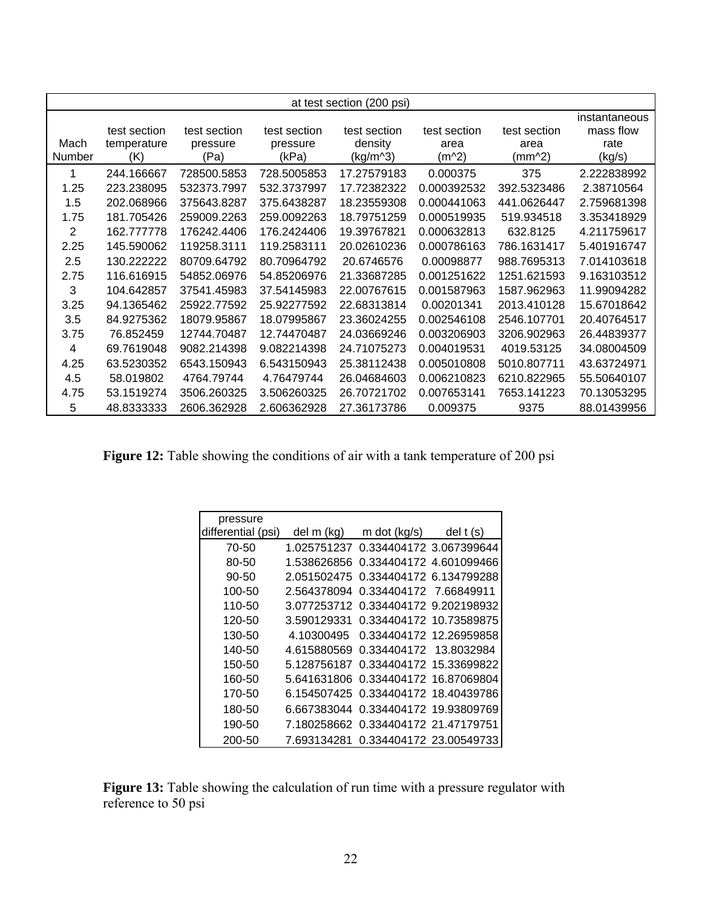| at test section (200 psi) | | | | | | | |
|---|---|---|---|---|---|---|---|
| Mach Number | test section temperature (K) | test section pressure (Pa) | test section pressure (kPa) | test section density (kg/m^3) | test section area (m^2) | test section area (mm^2) | instantaneous mass flow rate (kg/s) |
| 1 | 244.166667 | 728500.5853 | 728.5005853 | 17.27579183 | 0.000375 | 375 | 2.222838992 |
| 1.25 | 223.238095 | 532373.7997 | 532.3737997 | 17.72382322 | 0.000392532 | 392.5323486 | 2.38710564 |
| 1.5 | 202.068966 | 375643.8287 | 375.6438287 | 18.23559308 | 0.000441063 | 441.0626447 | 2.759681398 |
| 1.75 | 181.705426 | 259009.2263 | 259.0092263 | 18.79751259 | 0.000519935 | 519.934518 | 3.353418929 |
| 2 | 162.777778 | 176242.4406 | 176.2424406 | 19.39767821 | 0.000632813 | 632.8125 | 4.211759617 |
| 2.25 | 145.590062 | 119258.3111 | 119.2583111 | 20.02610236 | 0.000786163 | 786.1631417 | 5.401916747 |
| 2.5 | 130.222222 | 80709.64792 | 80.70964792 | 20.6746576 | 0.00098877 | 988.7695313 | 7.014103618 |
| 2.75 | 116.616915 | 54852.06976 | 54.85206976 | 21.33687285 | 0.001251622 | 1251.621593 | 9.163103512 |
| 3 | 104.642857 | 37541.45983 | 37.54145983 | 22.00767615 | 0.001587963 | 1587.962963 | 11.99094282 |
| 3.25 | 94.1365462 | 25922.77592 | 25.92277592 | 22.68313814 | 0.00201341 | 2013.410128 | 15.67018642 |
| 3.5 | 84.9275362 | 18079.95867 | 18.07995867 | 23.36024255 | 0.002546108 | 2546.107701 | 20.40764517 |
| 3.75 | 76.852459 | 12744.70487 | 12.74470487 | 24.03669246 | 0.003206903 | 3206.902963 | 26.44839377 |
| 4 | 69.7619048 | 9082.214398 | 9.082214398 | 24.71075273 | 0.004019531 | 4019.53125 | 34.08004509 |
| 4.25 | 63.5230352 | 6543.150943 | 6.543150943 | 25.38112438 | 0.005010808 | 5010.807711 | 43.63724971 |
| 4.5 | 58.019802 | 4764.79744 | 4.76479744 | 26.04684603 | 0.006210823 | 6210.822965 | 55.50640107 |
| 4.75 | 53.1519274 | 3506.260325 | 3.506260325 | 26.70721702 | 0.007653141 | 7653.141223 | 70.13053295 |
| 5 | 48.8333333 | 2606.362928 | 2.606362928 | 27.36173786 | 0.009375 | 9375 | 88.01439956 |

**Figure 12:** Table showing the conditions of air with a tank temperature of 200 psi

| pressure differential (psi) | del m (kg) | m dot (kg/s) | del t (s) |
|---|---|---|---|
| 70-50 | 1.025751237 | 0.334404172 | 3.067399644 |
| 80-50 | 1.538626856 | 0.334404172 | 4.601099466 |
| 90-50 | 2.051502475 | 0.334404172 | 6.134799288 |
| 100-50 | 2.564378094 | 0.334404172 | 7.66849911 |
| 110-50 | 3.077253712 | 0.334404172 | 9.202198932 |
| 120-50 | 3.590129331 | 0.334404172 | 10.73589875 |
| 130-50 | 4.10300495 | 0.334404172 | 12.26959858 |
| 140-50 | 4.615880569 | 0.334404172 | 13.8032984 |
| 150-50 | 5.128756187 | 0.334404172 | 15.33699822 |
| 160-50 | 5.641631806 | 0.334404172 | 16.87069804 |
| 170-50 | 6.154507425 | 0.334404172 | 18.40439786 |
| 180-50 | 6.667383044 | 0.334404172 | 19.93809769 |
| 190-50 | 7.180258662 | 0.334404172 | 21.47179751 |
| 200-50 | 7.693134281 | 0.334404172 | 23.00549733 |

**Figure 13:** Table showing the calculation of run time with a pressure regulator with reference to 50 psi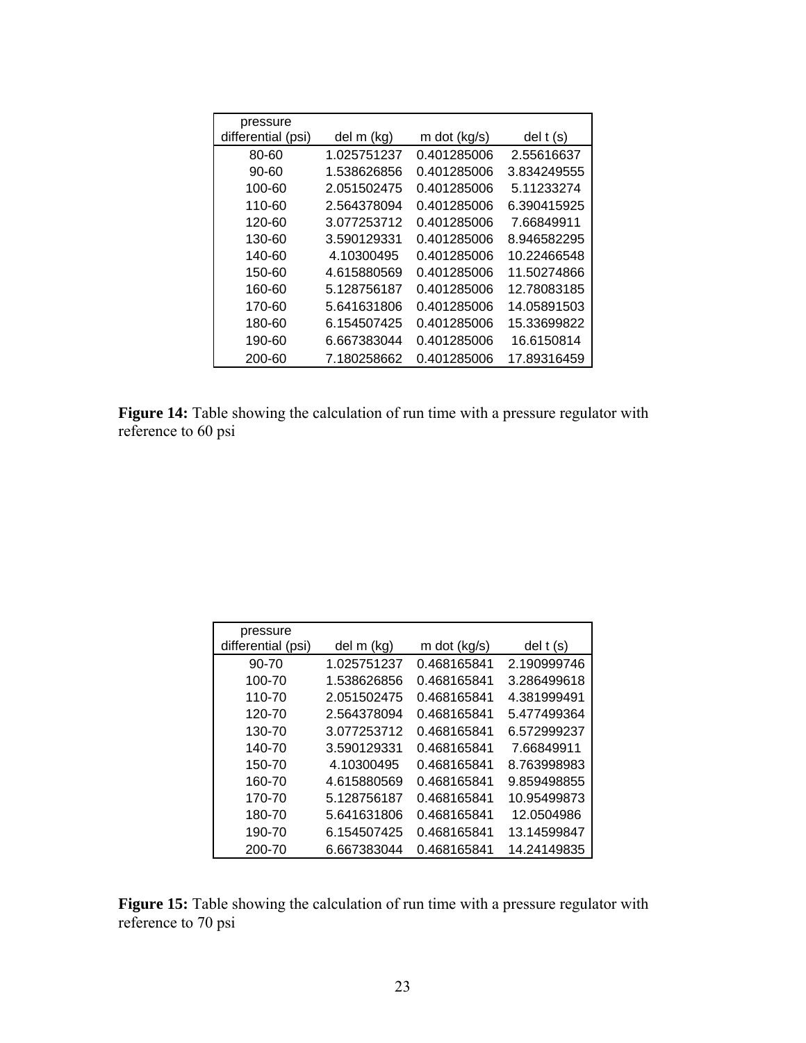| pressure differential (psi) | del m (kg) | m dot (kg/s) | del t (s) |
|---|---|---|---|
| 80-60 | 1.025751237 | 0.401285006 | 2.55616637 |
| 90-60 | 1.538626856 | 0.401285006 | 3.834249555 |
| 100-60 | 2.051502475 | 0.401285006 | 5.11233274 |
| 110-60 | 2.564378094 | 0.401285006 | 6.390415925 |
| 120-60 | 3.077253712 | 0.401285006 | 7.66849911 |
| 130-60 | 3.590129331 | 0.401285006 | 8.946582295 |
| 140-60 | 4.10300495 | 0.401285006 | 10.22466548 |
| 150-60 | 4.615880569 | 0.401285006 | 11.50274866 |
| 160-60 | 5.128756187 | 0.401285006 | 12.78083185 |
| 170-60 | 5.641631806 | 0.401285006 | 14.05891503 |
| 180-60 | 6.154507425 | 0.401285006 | 15.33699822 |
| 190-60 | 6.667383044 | 0.401285006 | 16.6150814 |
| 200-60 | 7.180258662 | 0.401285006 | 17.89316459 |

**Figure 14:** Table showing the calculation of run time with a pressure regulator with reference to 60 psi

| pressure differential (psi) | del m (kg) | m dot (kg/s) | del t (s) |
|---|---|---|---|
| 90-70 | 1.025751237 | 0.468165841 | 2.190999746 |
| 100-70 | 1.538626856 | 0.468165841 | 3.286499618 |
| 110-70 | 2.051502475 | 0.468165841 | 4.381999491 |
| 120-70 | 2.564378094 | 0.468165841 | 5.477499364 |
| 130-70 | 3.077253712 | 0.468165841 | 6.572999237 |
| 140-70 | 3.590129331 | 0.468165841 | 7.66849911 |
| 150-70 | 4.10300495 | 0.468165841 | 8.763998983 |
| 160-70 | 4.615880569 | 0.468165841 | 9.859498855 |
| 170-70 | 5.128756187 | 0.468165841 | 10.95499873 |
| 180-70 | 5.641631806 | 0.468165841 | 12.0504986 |
| 190-70 | 6.154507425 | 0.468165841 | 13.14599847 |
| 200-70 | 6.667383044 | 0.468165841 | 14.24149835 |

**Figure 15:** Table showing the calculation of run time with a pressure regulator with reference to 70 psi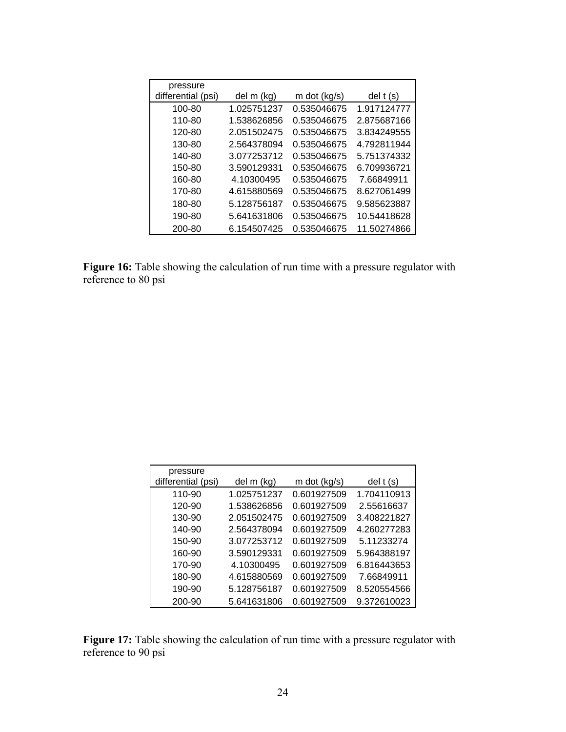| pressure differential (psi) | del m (kg) | m dot (kg/s) | del t (s) |
|---|---|---|---|
| 100-80 | 1.025751237 | 0.535046675 | 1.917124777 |
| 110-80 | 1.538626856 | 0.535046675 | 2.875687166 |
| 120-80 | 2.051502475 | 0.535046675 | 3.834249555 |
| 130-80 | 2.564378094 | 0.535046675 | 4.792811944 |
| 140-80 | 3.077253712 | 0.535046675 | 5.751374332 |
| 150-80 | 3.590129331 | 0.535046675 | 6.709936721 |
| 160-80 | 4.10300495 | 0.535046675 | 7.66849911 |
| 170-80 | 4.615880569 | 0.535046675 | 8.627061499 |
| 180-80 | 5.128756187 | 0.535046675 | 9.585623887 |
| 190-80 | 5.641631806 | 0.535046675 | 10.54418628 |
| 200-80 | 6.154507425 | 0.535046675 | 11.50274866 |

**Figure 16:** Table showing the calculation of run time with a pressure regulator with reference to 80 psi

| pressure differential (psi) | del m (kg) | m dot (kg/s) | del t (s) |
|---|---|---|---|
| 110-90 | 1.025751237 | 0.601927509 | 1.704110913 |
| 120-90 | 1.538626856 | 0.601927509 | 2.55616637 |
| 130-90 | 2.051502475 | 0.601927509 | 3.408221827 |
| 140-90 | 2.564378094 | 0.601927509 | 4.260277283 |
| 150-90 | 3.077253712 | 0.601927509 | 5.11233274 |
| 160-90 | 3.590129331 | 0.601927509 | 5.964388197 |
| 170-90 | 4.10300495 | 0.601927509 | 6.816443653 |
| 180-90 | 4.615880569 | 0.601927509 | 7.66849911 |
| 190-90 | 5.128756187 | 0.601927509 | 8.520554566 |
| 200-90 | 5.641631806 | 0.601927509 | 9.372610023 |

**Figure 17:** Table showing the calculation of run time with a pressure regulator with reference to 90 psi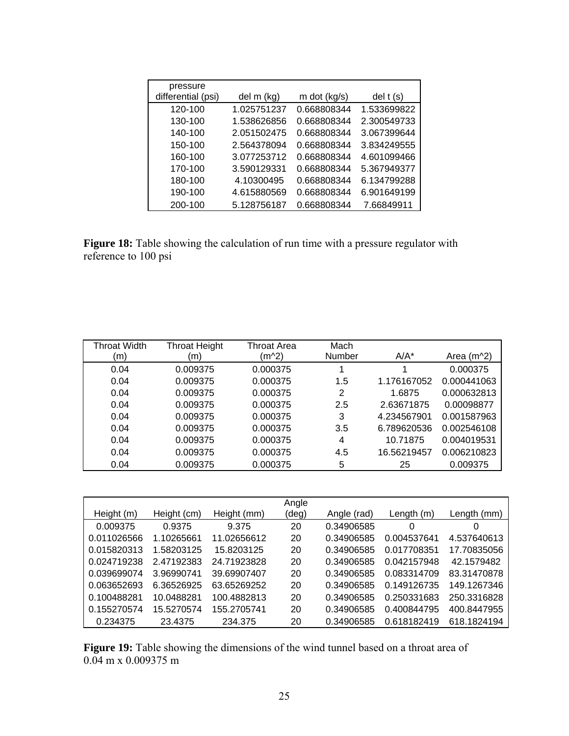| pressure differential (psi) | del m (kg) | m dot (kg/s) | del t (s) |
|---|---|---|---|
| 120-100 | 1.025751237 | 0.668808344 | 1.533699822 |
| 130-100 | 1.538626856 | 0.668808344 | 2.300549733 |
| 140-100 | 2.051502475 | 0.668808344 | 3.067399644 |
| 150-100 | 2.564378094 | 0.668808344 | 3.834249555 |
| 160-100 | 3.077253712 | 0.668808344 | 4.601099466 |
| 170-100 | 3.590129331 | 0.668808344 | 5.367949377 |
| 180-100 | 4.10300495 | 0.668808344 | 6.134799288 |
| 190-100 | 4.615880569 | 0.668808344 | 6.901649199 |
| 200-100 | 5.128756187 | 0.668808344 | 7.66849911 |

**Figure 18:** Table showing the calculation of run time with a pressure regulator with reference to 100 psi

| Throat Width (m) | Throat Height (m) | Throat Area (m^2) | Mach Number | A/A* | Area (m^2) |
|---|---|---|---|---|---|
| 0.04 | 0.009375 | 0.000375 | 1 | 1 | 0.000375 |
| 0.04 | 0.009375 | 0.000375 | 1.5 | 1.176167052 | 0.000441063 |
| 0.04 | 0.009375 | 0.000375 | 2 | 1.6875 | 0.000632813 |
| 0.04 | 0.009375 | 0.000375 | 2.5 | 2.63671875 | 0.00098877 |
| 0.04 | 0.009375 | 0.000375 | 3 | 4.234567901 | 0.001587963 |
| 0.04 | 0.009375 | 0.000375 | 3.5 | 6.789620536 | 0.002546108 |
| 0.04 | 0.009375 | 0.000375 | 4 | 10.71875 | 0.004019531 |
| 0.04 | 0.009375 | 0.000375 | 4.5 | 16.56219457 | 0.006210823 |
| 0.04 | 0.009375 | 0.000375 | 5 | 25 | 0.009375 |

| Height (m) | Height (cm) | Height (mm) | Angle (deg) | Angle (rad) | Length (m) | Length (mm) |
|---|---|---|---|---|---|---|
| 0.009375 | 0.9375 | 9.375 | 20 | 0.34906585 | 0 | 0 |
| 0.011026566 | 1.10265661 | 11.02656612 | 20 | 0.34906585 | 0.004537641 | 4.537640613 |
| 0.015820313 | 1.58203125 | 15.8203125 | 20 | 0.34906585 | 0.017708351 | 17.70835056 |
| 0.024719238 | 2.47192383 | 24.71923828 | 20 | 0.34906585 | 0.042157948 | 42.1579482 |
| 0.039699074 | 3.96990741 | 39.69907407 | 20 | 0.34906585 | 0.083314709 | 83.31470878 |
| 0.063652693 | 6.36526925 | 63.65269252 | 20 | 0.34906585 | 0.149126735 | 149.1267346 |
| 0.100488281 | 10.0488281 | 100.4882813 | 20 | 0.34906585 | 0.250331683 | 250.3316828 |
| 0.155270574 | 15.5270574 | 155.2705741 | 20 | 0.34906585 | 0.400844795 | 400.8447955 |
| 0.234375 | 23.4375 | 234.375 | 20 | 0.34906585 | 0.618182419 | 618.1824194 |

**Figure 19:** Table showing the dimensions of the wind tunnel based on a throat area of 0.04 m x 0.009375 m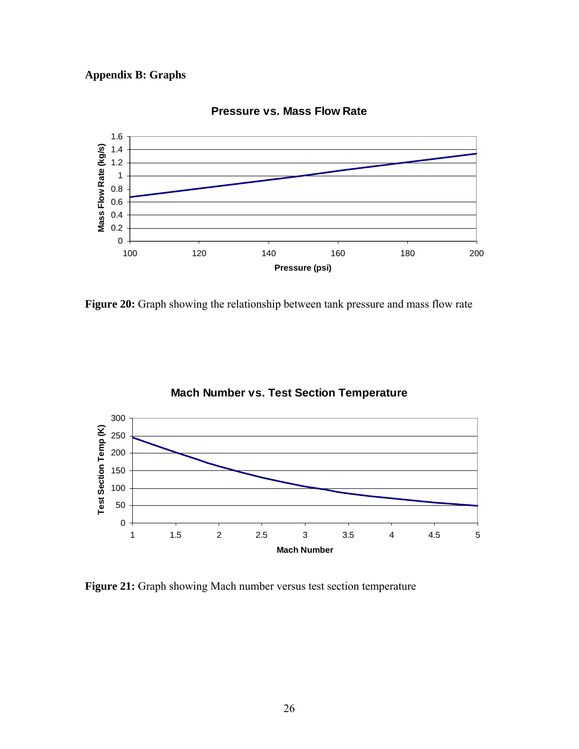**Appendix B: Graphs**

**Figure 20:** Graph showing the relationship between tank pressure and mass flow rate

**Figure 21:** Graph showing Mach number versus test section temperature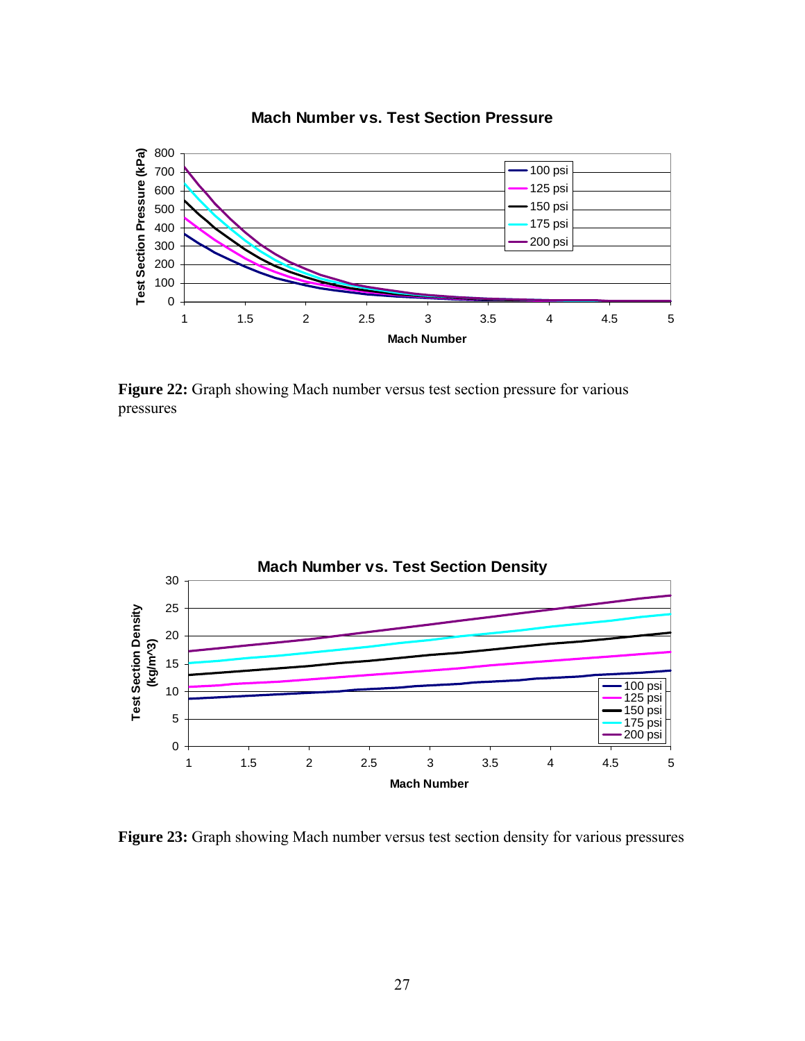**Figure 22:** Graph showing Mach number versus test section pressure for various pressures

**Figure 23:** Graph showing Mach number versus test section density for various pressures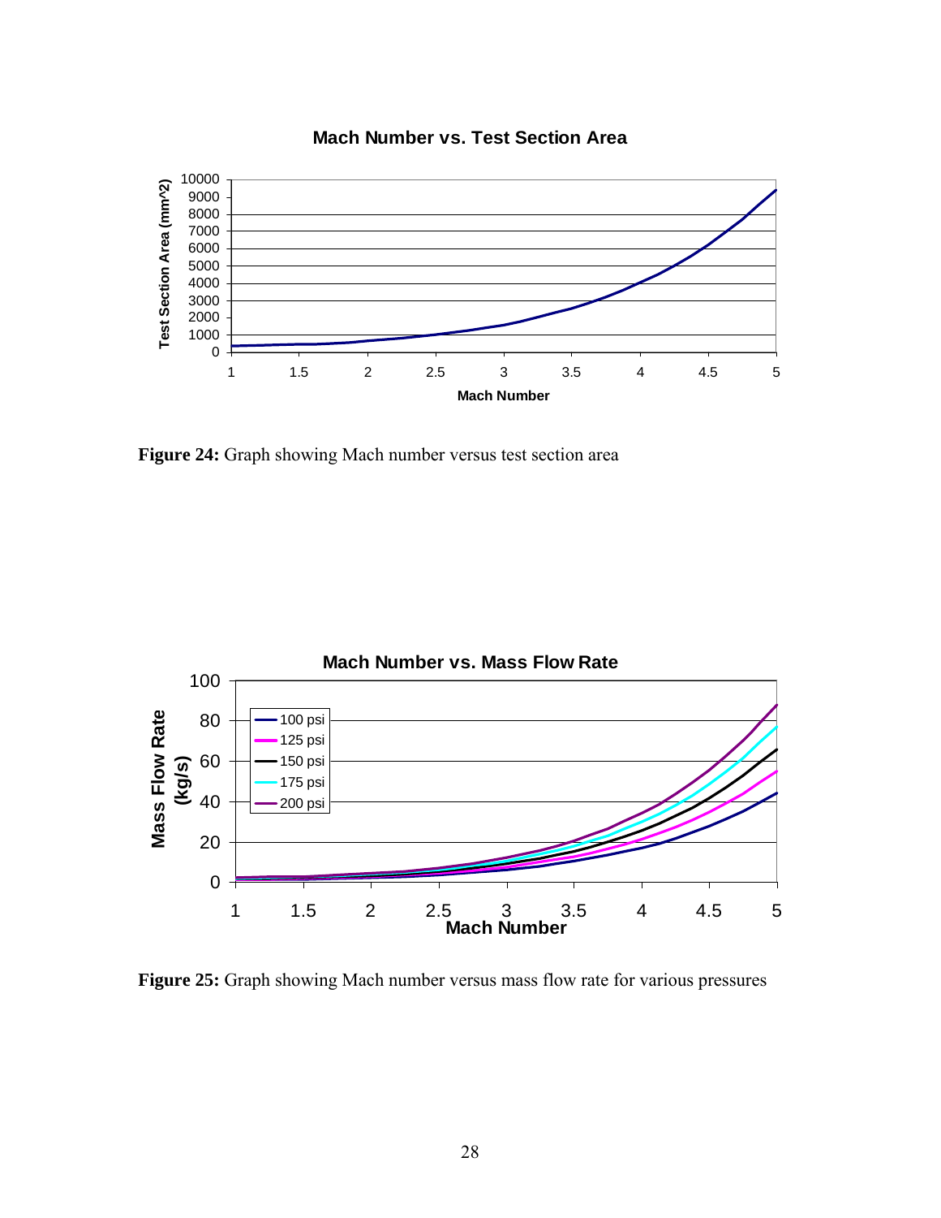Mach Number vs. Test Section Area

Test Section Area (mm^2)

10000
9000
8000
7000
6000
5000
4000
3000
2000
1000
0

1 1.5 2 2.5 3 3.5 4 4.5 5

Mach Number

**Figure 24:** Graph showing Mach number versus test section area

Mach Number vs. Mass Flow Rate

Mass Flow Rate (kg/s)

100
80
60
40
20
0

100 psi
125 psi
150 psi
175 psi
200 psi

1 1.5 2 2.5 3 3.5 4 4.5 5

Mach Number

**Figure 25:** Graph showing Mach number versus mass flow rate for various pressures